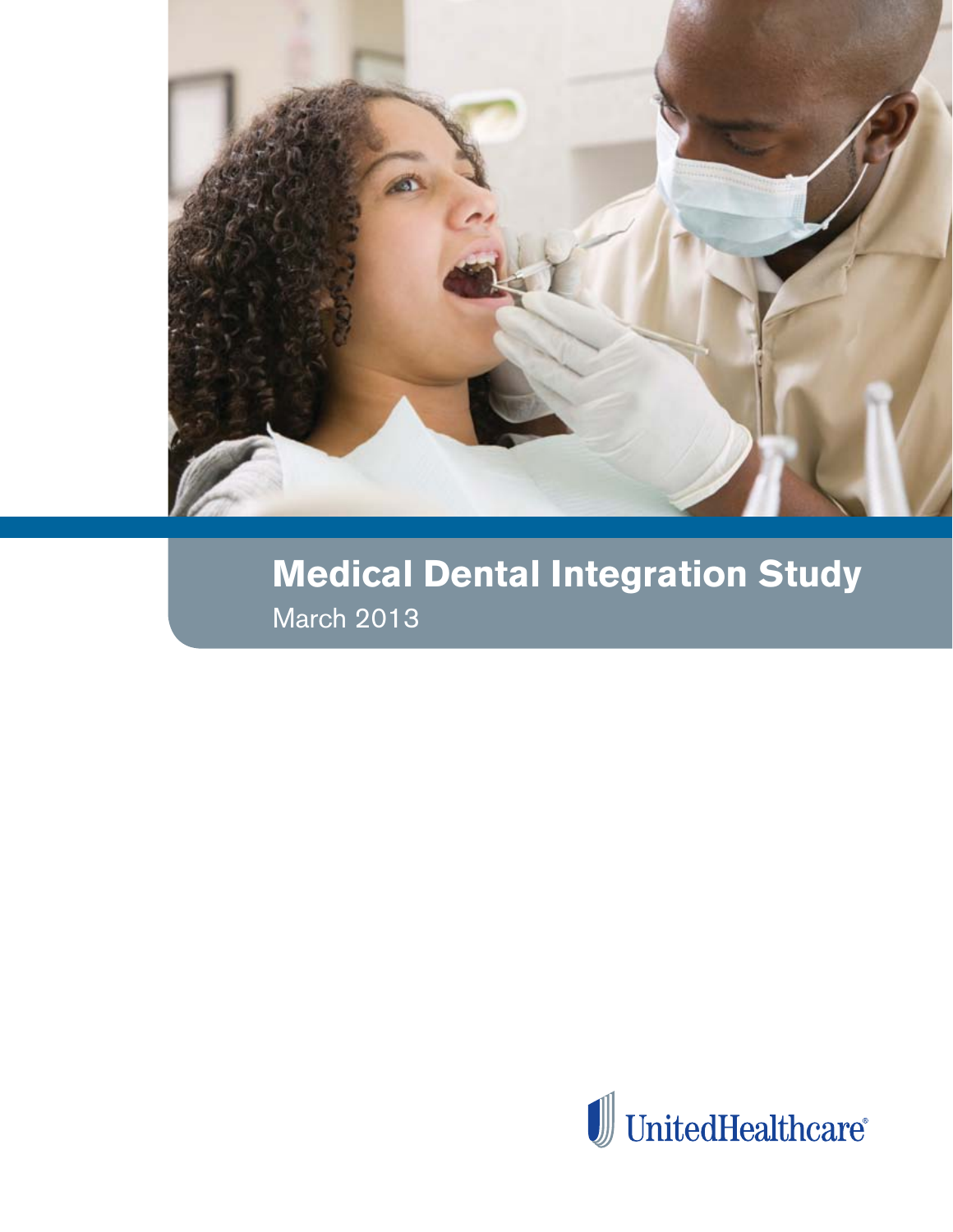# Medical Dental Integration Study

March 2013

UnitedHealthcare®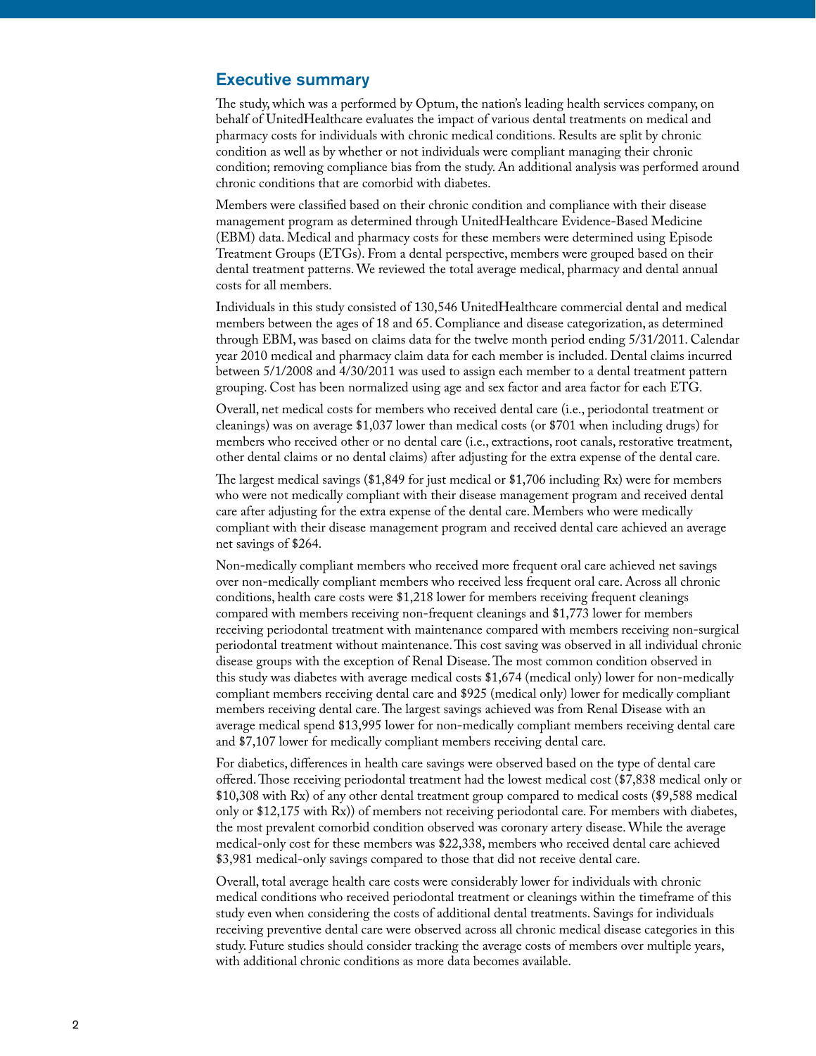## Executive summary

The study, which was a performed by Optum, the nation's leading health services company, on behalf of UnitedHealthcare evaluates the impact of various dental treatments on medical and pharmacy costs for individuals with chronic medical conditions. Results are split by chronic condition as well as by whether or not individuals were compliant managing their chronic condition; removing compliance bias from the study. An additional analysis was performed around chronic conditions that are comorbid with diabetes.

Members were classified based on their chronic condition and compliance with their disease management program as determined through UnitedHealthcare Evidence-Based Medicine (EBM) data. Medical and pharmacy costs for these members were determined using Episode Treatment Groups (ETGs). From a dental perspective, members were grouped based on their dental treatment patterns. We reviewed the total average medical, pharmacy and dental annual costs for all members.

Individuals in this study consisted of 130,546 UnitedHealthcare commercial dental and medical members between the ages of 18 and 65. Compliance and disease categorization, as determined through EBM, was based on claims data for the twelve month period ending 5/31/2011. Calendar year 2010 medical and pharmacy claim data for each member is included. Dental claims incurred between 5/1/2008 and 4/30/2011 was used to assign each member to a dental treatment pattern grouping. Cost has been normalized using age and sex factor and area factor for each ETG.

Overall, net medical costs for members who received dental care (i.e., periodontal treatment or cleanings) was on average $1,037 lower than medical costs (or $701 when including drugs) for members who received other or no dental care (i.e., extractions, root canals, restorative treatment, other dental claims or no dental claims) after adjusting for the extra expense of the dental care.

The largest medical savings ($1,849 for just medical or $1,706 including Rx) were for members who were not medically compliant with their disease management program and received dental care after adjusting for the extra expense of the dental care. Members who were medically compliant with their disease management program and received dental care achieved an average net savings of $264.

Non-medically compliant members who received more frequent oral care achieved net savings over non-medically compliant members who received less frequent oral care. Across all chronic conditions, health care costs were $1,218 lower for members receiving frequent cleanings compared with members receiving non-frequent cleanings and $1,773 lower for members receiving periodontal treatment with maintenance compared with members receiving non-surgical periodontal treatment without maintenance. This cost saving was observed in all individual chronic disease groups with the exception of Renal Disease. The most common condition observed in this study was diabetes with average medical costs $1,674 (medical only) lower for non-medically compliant members receiving dental care and $925 (medical only) lower for medically compliant members receiving dental care. The largest savings achieved was from Renal Disease with an average medical spend $13,995 lower for non-medically compliant members receiving dental care and $7,107 lower for medically compliant members receiving dental care.

For diabetics, differences in health care savings were observed based on the type of dental care offered. Those receiving periodontal treatment had the lowest medical cost ($7,838 medical only or $10,308 with Rx) of any other dental treatment group compared to medical costs ($9,588 medical only or $12,175 with Rx)) of members not receiving periodontal care. For members with diabetes, the most prevalent comorbid condition observed was coronary artery disease. While the average medical-only cost for these members was $22,338, members who received dental care achieved $3,981 medical-only savings compared to those that did not receive dental care.

Overall, total average health care costs were considerably lower for individuals with chronic medical conditions who received periodontal treatment or cleanings within the timeframe of this study even when considering the costs of additional dental treatments. Savings for individuals receiving preventive dental care were observed across all chronic medical disease categories in this study. Future studies should consider tracking the average costs of members over multiple years, with additional chronic conditions as more data becomes available.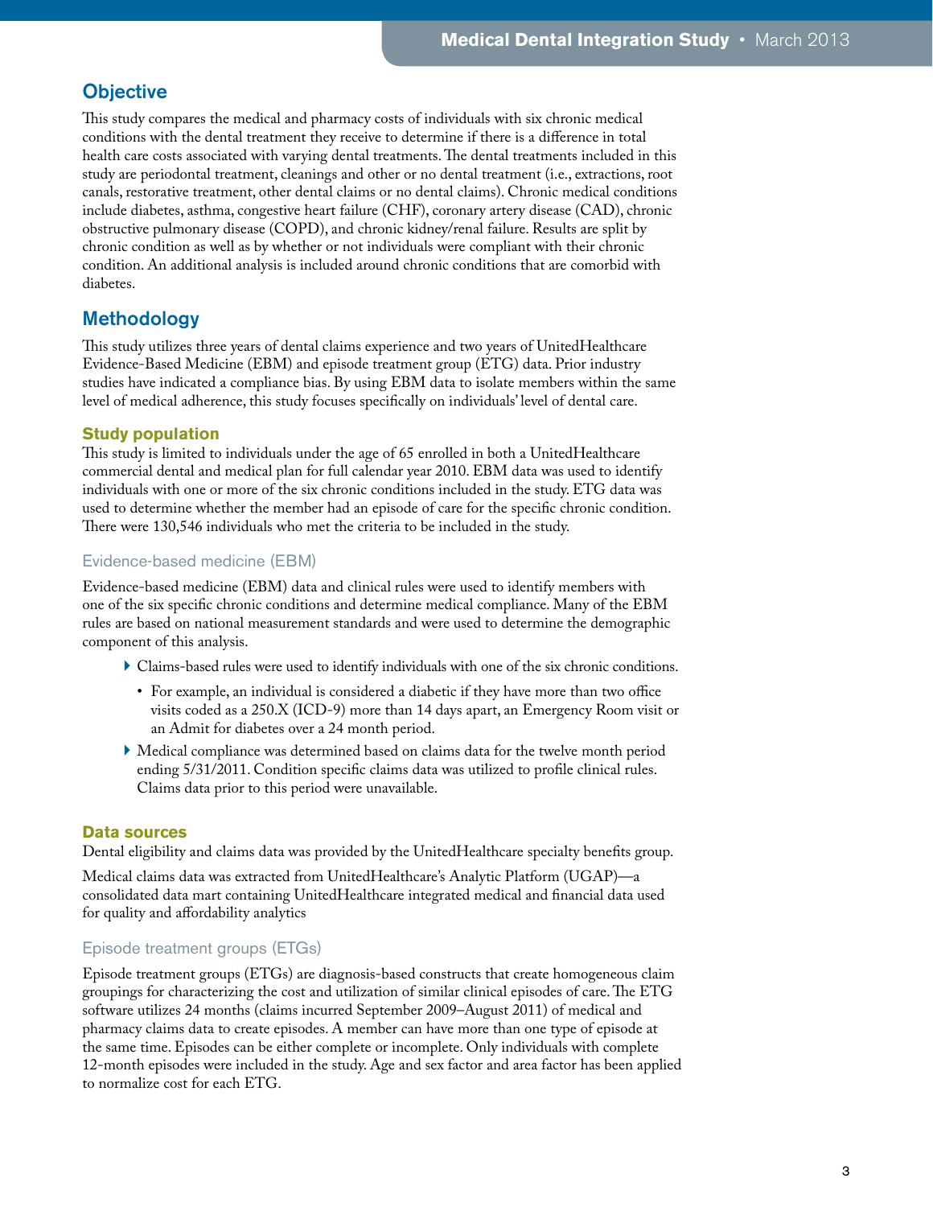## Objective

This study compares the medical and pharmacy costs of individuals with six chronic medical conditions with the dental treatment they receive to determine if there is a difference in total health care costs associated with varying dental treatments. The dental treatments included in this study are periodontal treatment, cleanings and other or no dental treatment (i.e., extractions, root canals, restorative treatment, other dental claims or no dental claims). Chronic medical conditions include diabetes, asthma, congestive heart failure (CHF), coronary artery disease (CAD), chronic obstructive pulmonary disease (COPD), and chronic kidney/renal failure. Results are split by chronic condition as well as by whether or not individuals were compliant with their chronic condition. An additional analysis is included around chronic conditions that are comorbid with diabetes.

## Methodology

This study utilizes three years of dental claims experience and two years of UnitedHealthcare Evidence-Based Medicine (EBM) and episode treatment group (ETG) data. Prior industry studies have indicated a compliance bias. By using EBM data to isolate members within the same level of medical adherence, this study focuses specifically on individuals' level of dental care.

### Study population

This study is limited to individuals under the age of 65 enrolled in both a UnitedHealthcare commercial dental and medical plan for full calendar year 2010. EBM data was used to identify individuals with one or more of the six chronic conditions included in the study. ETG data was used to determine whether the member had an episode of care for the specific chronic condition. There were 130,546 individuals who met the criteria to be included in the study.

#### Evidence-based medicine (EBM)

Evidence-based medicine (EBM) data and clinical rules were used to identify members with one of the six specific chronic conditions and determine medical compliance. Many of the EBM rules are based on national measurement standards and were used to determine the demographic component of this analysis.

- Claims-based rules were used to identify individuals with one of the six chronic conditions.
  - For example, an individual is considered a diabetic if they have more than two office visits coded as a 250.X (ICD-9) more than 14 days apart, an Emergency Room visit or an Admit for diabetes over a 24 month period.
- Medical compliance was determined based on claims data for the twelve month period ending 5/31/2011. Condition specific claims data was utilized to profile clinical rules. Claims data prior to this period were unavailable.

### Data sources

Dental eligibility and claims data was provided by the UnitedHealthcare specialty benefits group.

Medical claims data was extracted from UnitedHealthcare's Analytic Platform (UGAP)—a consolidated data mart containing UnitedHealthcare integrated medical and financial data used for quality and affordability analytics

#### Episode treatment groups (ETGs)

Episode treatment groups (ETGs) are diagnosis-based constructs that create homogeneous claim groupings for characterizing the cost and utilization of similar clinical episodes of care. The ETG software utilizes 24 months (claims incurred September 2009–August 2011) of medical and pharmacy claims data to create episodes. A member can have more than one type of episode at the same time. Episodes can be either complete or incomplete. Only individuals with complete 12-month episodes were included in the study. Age and sex factor and area factor has been applied to normalize cost for each ETG.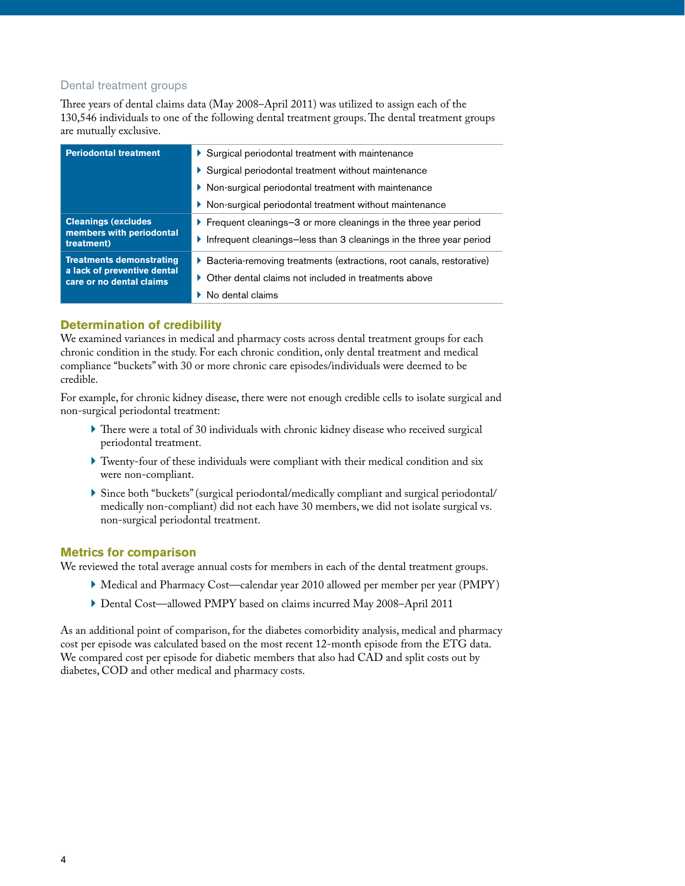### Dental treatment groups

Three years of dental claims data (May 2008–April 2011) was utilized to assign each of the 130,546 individuals to one of the following dental treatment groups. The dental treatment groups are mutually exclusive.

| | |
|---|---|
| **Periodontal treatment** | Surgical periodontal treatment with maintenance |
| | Surgical periodontal treatment without maintenance |
| | Non-surgical periodontal treatment with maintenance |
| | Non-surgical periodontal treatment without maintenance |
| **Cleanings (excludes members with periodontal treatment)** | Frequent cleanings–3 or more cleanings in the three year period |
| | Infrequent cleanings–less than 3 cleanings in the three year period |
| **Treatments demonstrating a lack of preventive dental care or no dental claims** | Bacteria-removing treatments (extractions, root canals, restorative) |
| | Other dental claims not included in treatments above |
| | No dental claims |

## Determination of credibility

We examined variances in medical and pharmacy costs across dental treatment groups for each chronic condition in the study. For each chronic condition, only dental treatment and medical compliance "buckets" with 30 or more chronic care episodes/individuals were deemed to be credible.

For example, for chronic kidney disease, there were not enough credible cells to isolate surgical and non-surgical periodontal treatment:

- There were a total of 30 individuals with chronic kidney disease who received surgical periodontal treatment.
- Twenty-four of these individuals were compliant with their medical condition and six were non-compliant.
- Since both "buckets" (surgical periodontal/medically compliant and surgical periodontal/ medically non-compliant) did not each have 30 members, we did not isolate surgical vs. non-surgical periodontal treatment.

## Metrics for comparison

We reviewed the total average annual costs for members in each of the dental treatment groups.

- Medical and Pharmacy Cost—calendar year 2010 allowed per member per year (PMPY)
- Dental Cost—allowed PMPY based on claims incurred May 2008–April 2011

As an additional point of comparison, for the diabetes comorbidity analysis, medical and pharmacy cost per episode was calculated based on the most recent 12-month episode from the ETG data. We compared cost per episode for diabetic members that also had CAD and split costs out by diabetes, COD and other medical and pharmacy costs.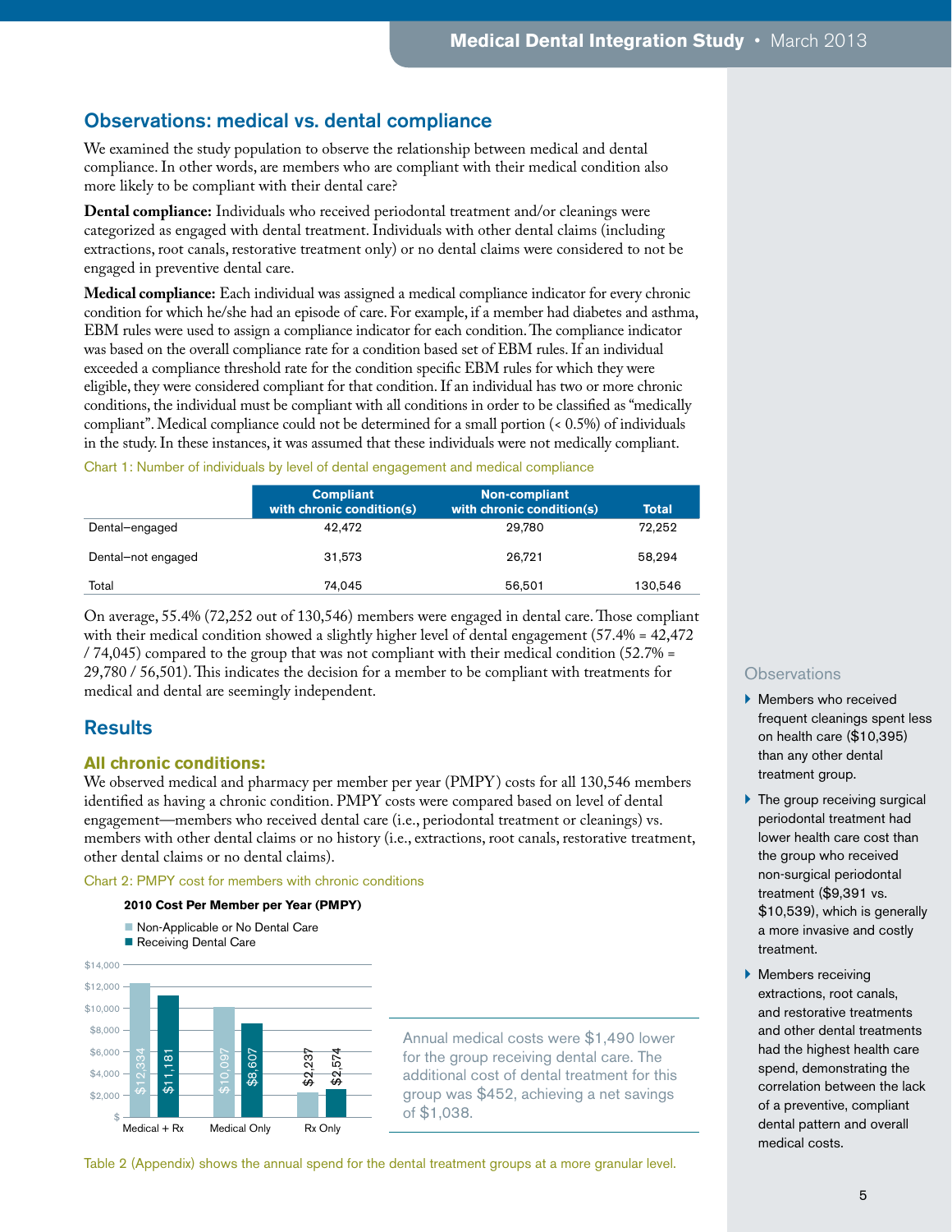## Observations: medical vs. dental compliance

We examined the study population to observe the relationship between medical and dental compliance. In other words, are members who are compliant with their medical condition also more likely to be compliant with their dental care?

**Dental compliance:** Individuals who received periodontal treatment and/or cleanings were categorized as engaged with dental treatment. Individuals with other dental claims (including extractions, root canals, restorative treatment only) or no dental claims were considered to not be engaged in preventive dental care.

**Medical compliance:** Each individual was assigned a medical compliance indicator for every chronic condition for which he/she had an episode of care. For example, if a member had diabetes and asthma, EBM rules were used to assign a compliance indicator for each condition. The compliance indicator was based on the overall compliance rate for a condition based set of EBM rules. If an individual exceeded a compliance threshold rate for the condition specific EBM rules for which they were eligible, they were considered compliant for that condition. If an individual has two or more chronic conditions, the individual must be compliant with all conditions in order to be classified as "medically compliant". Medical compliance could not be determined for a small portion (< 0.5%) of individuals in the study. In these instances, it was assumed that these individuals were not medically compliant.

Chart 1: Number of individuals by level of dental engagement and medical compliance

| | Compliant with chronic condition(s) | Non-compliant with chronic condition(s) | Total |
|---|---|---|---|
| Dental–engaged | 42,472 | 29,780 | 72,252 |
| Dental–not engaged | 31,573 | 26,721 | 58,294 |
| Total | 74,045 | 56,501 | 130,546 |

On average, 55.4% (72,252 out of 130,546) members were engaged in dental care. Those compliant with their medical condition showed a slightly higher level of dental engagement (57.4% = 42,472 / 74,045) compared to the group that was not compliant with their medical condition (52.7% = 29,780 / 56,501). This indicates the decision for a member to be compliant with treatments for medical and dental are seemingly independent.

## Results

### All chronic conditions:

We observed medical and pharmacy per member per year (PMPY) costs for all 130,546 members identified as having a chronic condition. PMPY costs were compared based on level of dental engagement—members who received dental care (i.e., periodontal treatment or cleanings) vs. members with other dental claims or no history (i.e., extractions, root canals, restorative treatment, other dental claims or no dental claims).

Chart 2: PMPY cost for members with chronic conditions

**2010 Cost Per Member per Year (PMPY)**

| | Non-Applicable or No Dental Care | Receiving Dental Care |
|---|---|---|
| Medical + Rx | $12,334 | $11,181 |
| Medical Only | $10,097 | $8,607 |
| Rx Only | $2,237 | $2,574 |

Annual medical costs were $1,490 lower for the group receiving dental care. The additional cost of dental treatment for this group was $452, achieving a net savings of $1,038.

Table 2 (Appendix) shows the annual spend for the dental treatment groups at a more granular level.

### Observations

- Members who received frequent cleanings spent less on health care ($10,395) than any other dental treatment group.
- The group receiving surgical periodontal treatment had lower health care cost than the group who received non-surgical periodontal treatment ($9,391 vs. $10,539), which is generally a more invasive and costly treatment.
- Members receiving extractions, root canals, and restorative treatments and other dental treatments had the highest health care spend, demonstrating the correlation between the lack of a preventive, compliant dental pattern and overall medical costs.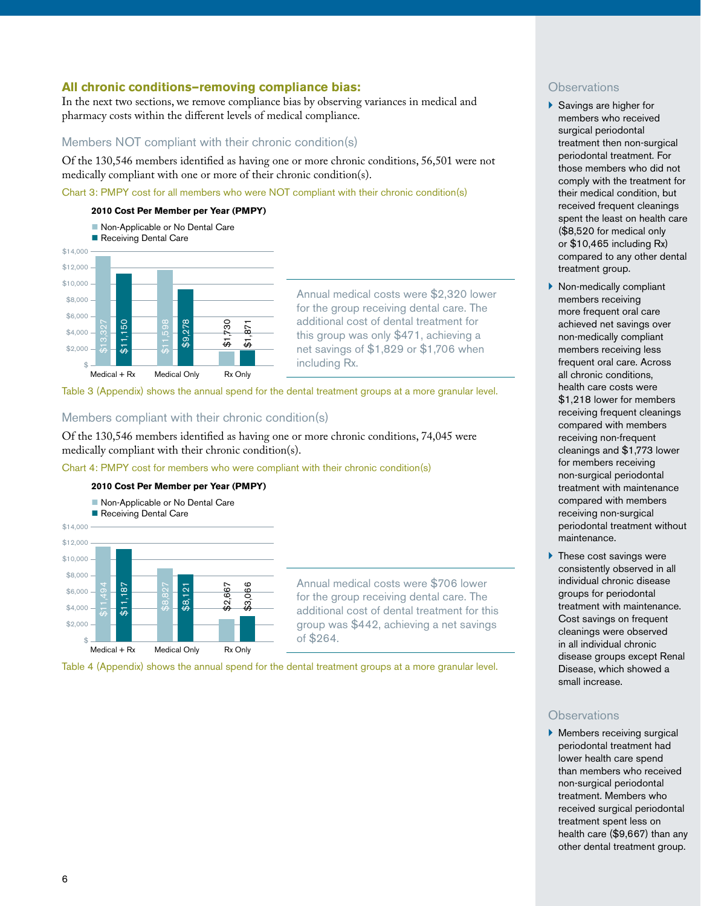## All chronic conditions–removing compliance bias:

In the next two sections, we remove compliance bias by observing variances in medical and pharmacy costs within the different levels of medical compliance.

### Members NOT compliant with their chronic condition(s)

Of the 130,546 members identified as having one or more chronic conditions, 56,501 were not medically compliant with one or more of their chronic condition(s).

Chart 3: PMPY cost for all members who were NOT compliant with their chronic condition(s)

**2010 Cost Per Member per Year (PMPY)**

| | Non-Applicable or No Dental Care | Receiving Dental Care |
|---|---|---|
| Medical + Rx | $13,327 | $11,150 |
| Medical Only | $11,598 | $9,278 |
| Rx Only | $1,730 | $1,871 |

Annual medical costs were $2,320 lower for the group receiving dental care. The additional cost of dental treatment for this group was only $471, achieving a net savings of $1,829 or $1,706 when including Rx.

Table 3 (Appendix) shows the annual spend for the dental treatment groups at a more granular level.

### Members compliant with their chronic condition(s)

Of the 130,546 members identified as having one or more chronic conditions, 74,045 were medically compliant with their chronic condition(s).

Chart 4: PMPY cost for members who were compliant with their chronic condition(s)

**2010 Cost Per Member per Year (PMPY)**

| | Non-Applicable or No Dental Care | Receiving Dental Care |
|---|---|---|
| Medical + Rx | $11,494 | $11,187 |
| Medical Only | $8,827 | $8,121 |
| Rx Only | $2,667 | $3,066 |

Annual medical costs were $706 lower for the group receiving dental care. The additional cost of dental treatment for this group was $442, achieving a net savings of $264.

Table 4 (Appendix) shows the annual spend for the dental treatment groups at a more granular level.

### Observations

- Savings are higher for members who received surgical periodontal treatment then non-surgical periodontal treatment. For those members who did not comply with the treatment for their medical condition, but received frequent cleanings spent the least on health care ($8,520 for medical only or $10,465 including Rx) compared to any other dental treatment group.
- Non-medically compliant members receiving more frequent oral care achieved net savings over non-medically compliant members receiving less frequent oral care. Across all chronic conditions, health care costs were $1,218 lower for members receiving frequent cleanings compared with members receiving non-frequent cleanings and $1,773 lower for members receiving non-surgical periodontal treatment with maintenance compared with members receiving non-surgical periodontal treatment without maintenance.
- These cost savings were consistently observed in all individual chronic disease groups for periodontal treatment with maintenance. Cost savings on frequent cleanings were observed in all individual chronic disease groups except Renal Disease, which showed a small increase.

### Observations

- Members receiving surgical periodontal treatment had lower health care spend than members who received non-surgical periodontal treatment. Members who received surgical periodontal treatment spent less on health care ($9,667) than any other dental treatment group.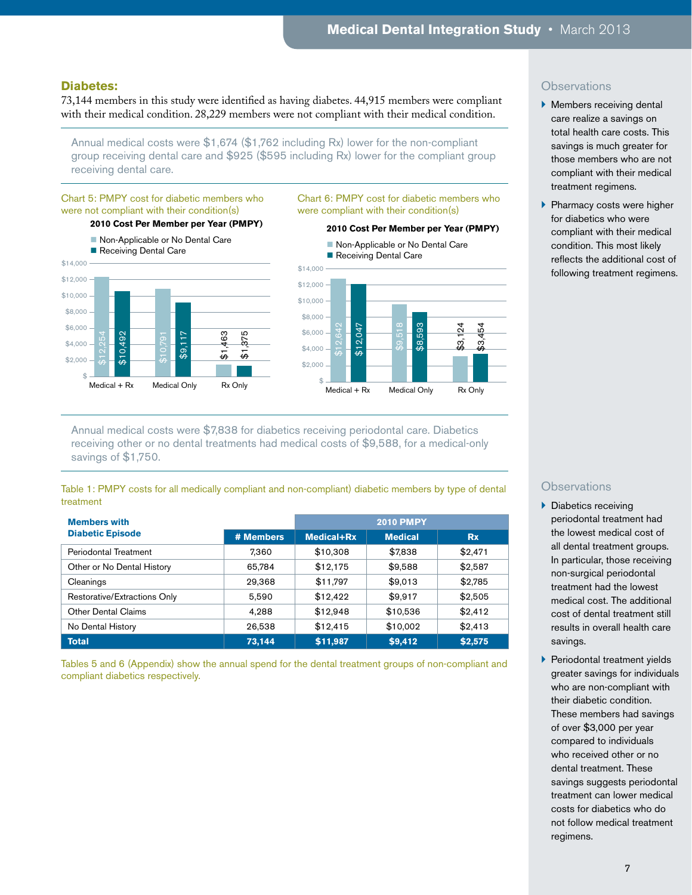## Diabetes:

73,144 members in this study were identified as having diabetes. 44,915 members were compliant with their medical condition. 28,229 members were not compliant with their medical condition.

Annual medical costs were $1,674 ($1,762 including Rx) lower for the non-compliant group receiving dental care and $925 ($595 including Rx) lower for the compliant group receiving dental care.

Chart 5: PMPY cost for diabetic members who were not compliant with their condition(s)

**2010 Cost Per Member per Year (PMPY)**

| | Non-Applicable or No Dental Care | Receiving Dental Care |
|---|---|---|
| Medical + Rx | $12,254 | $10,492 |
| Medical Only | $10,791 | $9,117 |
| Rx Only | $1,463 | $1,375 |

Chart 6: PMPY cost for diabetic members who were compliant with their condition(s)

**2010 Cost Per Member per Year (PMPY)**

| | Non-Applicable or No Dental Care | Receiving Dental Care |
|---|---|---|
| Medical + Rx | $12,642 | $12,047 |
| Medical Only | $9,518 | $8,593 |
| Rx Only | $3,124 | $3,454 |

Annual medical costs were $7,838 for diabetics receiving periodontal care. Diabetics receiving other or no dental treatments had medical costs of $9,588, for a medical-only savings of $1,750.

Table 1: PMPY costs for all medically compliant and non-compliant) diabetic members by type of dental treatment

| Members with Diabetic Episode | | 2010 PMPY | | |
|---|---|---|---|---|
| | # Members | Medical+Rx | Medical | Rx |
| Periodontal Treatment | 7,360 | $10,308 | $7,838 | $2,471 |
| Other or No Dental History | 65,784 | $12,175 | $9,588 | $2,587 |
| Cleanings | 29,368 | $11,797 | $9,013 | $2,785 |
| Restorative/Extractions Only | 5,590 | $12,422 | $9,917 | $2,505 |
| Other Dental Claims | 4,288 | $12,948 | $10,536 | $2,412 |
| No Dental History | 26,538 | $12,415 | $10,002 | $2,413 |
| **Total** | **73,144** | **$11,987** | **$9,412** | **$2,575** |

Tables 5 and 6 (Appendix) show the annual spend for the dental treatment groups of non-compliant and compliant diabetics respectively.

### Observations

- Members receiving dental care realize a savings on total health care costs. This savings is much greater for those members who are not compliant with their medical treatment regimens.
- Pharmacy costs were higher for diabetics who were compliant with their medical condition. This most likely reflects the additional cost of following treatment regimens.

### Observations

- Diabetics receiving periodontal treatment had the lowest medical cost of all dental treatment groups. In particular, those receiving non-surgical periodontal treatment had the lowest medical cost. The additional cost of dental treatment still results in overall health care savings.
- Periodontal treatment yields greater savings for individuals who are non-compliant with their diabetic condition. These members had savings of over $3,000 per year compared to individuals who received other or no dental treatment. These savings suggests periodontal treatment can lower medical costs for diabetics who do not follow medical treatment regimens.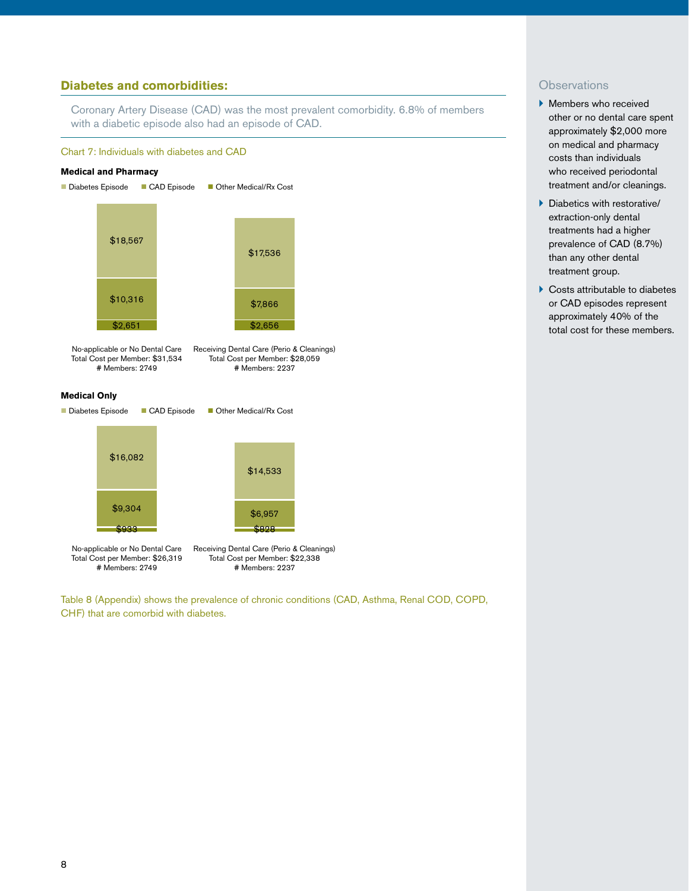## Diabetes and comorbidities:

Coronary Artery Disease (CAD) was the most prevalent comorbidity. 6.8% of members with a diabetic episode also had an episode of CAD.

Chart 7: Individuals with diabetes and CAD

**Medical and Pharmacy**

| | No-applicable or No Dental Care | Receiving Dental Care (Perio & Cleanings) |
|---|---|---|
| Diabetes Episode | $18,567 | $17,536 |
| CAD Episode | $10,316 | $7,866 |
| Other Medical/Rx Cost | $2,651 | $2,656 |
| Total Cost per Member | $31,534 | $28,059 |
| # Members | 2749 | 2237 |

**Medical Only**

| | No-applicable or No Dental Care | Receiving Dental Care (Perio & Cleanings) |
|---|---|---|
| Diabetes Episode | $16,082 | $14,533 |
| CAD Episode | $9,304 | $6,957 |
| Other Medical/Rx Cost | $933 | $828 |
| Total Cost per Member | $26,319 | $22,338 |
| # Members | 2749 | 2237 |

Table 8 (Appendix) shows the prevalence of chronic conditions (CAD, Asthma, Renal COD, COPD, CHF) that are comorbid with diabetes.

### Observations

- Members who received other or no dental care spent approximately $2,000 more on medical and pharmacy costs than individuals who received periodontal treatment and/or cleanings.
- Diabetics with restorative/extraction-only dental treatments had a higher prevalence of CAD (8.7%) than any other dental treatment group.
- Costs attributable to diabetes or CAD episodes represent approximately 40% of the total cost for these members.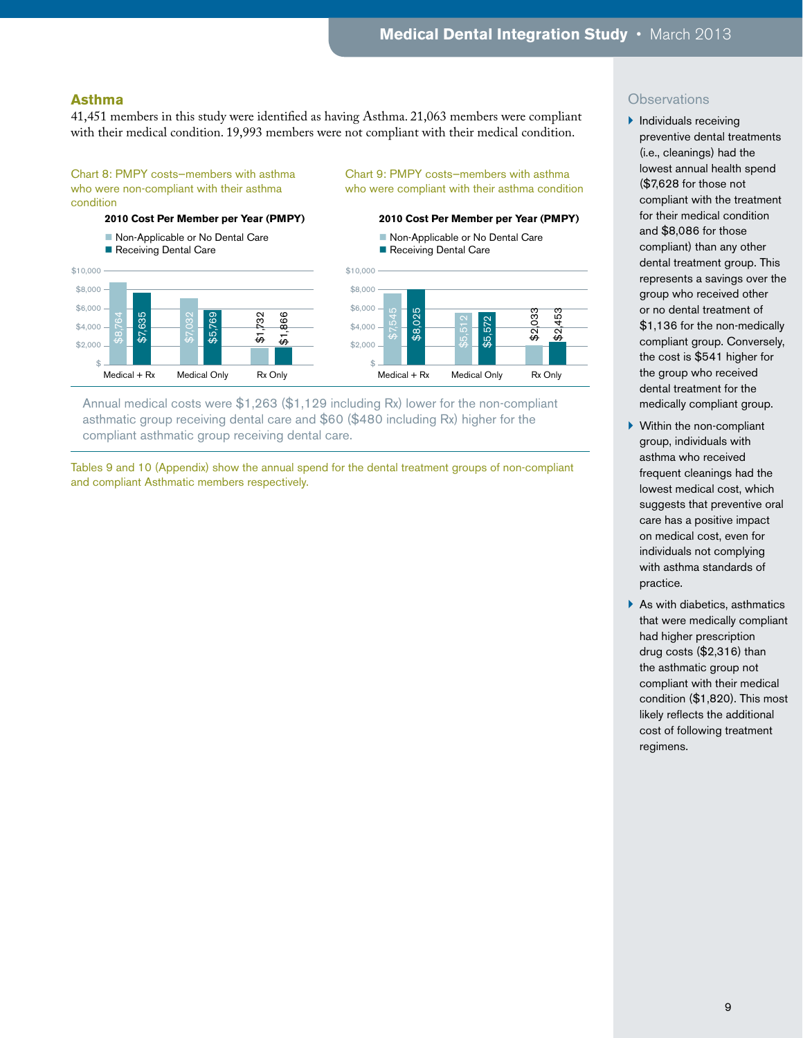## Asthma

41,451 members in this study were identified as having Asthma. 21,063 members were compliant with their medical condition. 19,993 members were not compliant with their medical condition.

Chart 8: PMPY costs–members with asthma who were non-compliant with their asthma condition

**2010 Cost Per Member per Year (PMPY)**

| | Non-Applicable or No Dental Care | Receiving Dental Care |
|---|---|---|
| Medical + Rx | $8,764 | $7,635 |
| Medical Only | $7,032 | $5,769 |
| Rx Only | $1,732 | $1,866 |

Chart 9: PMPY costs–members with asthma who were compliant with their asthma condition

**2010 Cost Per Member per Year (PMPY)**

| | Non-Applicable or No Dental Care | Receiving Dental Care |
|---|---|---|
| Medical + Rx | $7,545 | $8,025 |
| Medical Only | $5,512 | $5,572 |
| Rx Only | $2,033 | $2,453 |

Annual medical costs were $1,263 ($1,129 including Rx) lower for the non-compliant asthmatic group receiving dental care and $60 ($480 including Rx) higher for the compliant asthmatic group receiving dental care.

Tables 9 and 10 (Appendix) show the annual spend for the dental treatment groups of non-compliant and compliant Asthmatic members respectively.

### Observations

- Individuals receiving preventive dental treatments (i.e., cleanings) had the lowest annual health spend ($7,628 for those not compliant with the treatment for their medical condition and $8,086 for those compliant) than any other dental treatment group. This represents a savings over the group who received other or no dental treatment of $1,136 for the non-medically compliant group. Conversely, the cost is $541 higher for the group who received dental treatment for the medically compliant group.
- Within the non-compliant group, individuals with asthma who received frequent cleanings had the lowest medical cost, which suggests that preventive oral care has a positive impact on medical cost, even for individuals not complying with asthma standards of practice.
- As with diabetics, asthmatics that were medically compliant had higher prescription drug costs ($2,316) than the asthmatic group not compliant with their medical condition ($1,820). This most likely reflects the additional cost of following treatment regimens.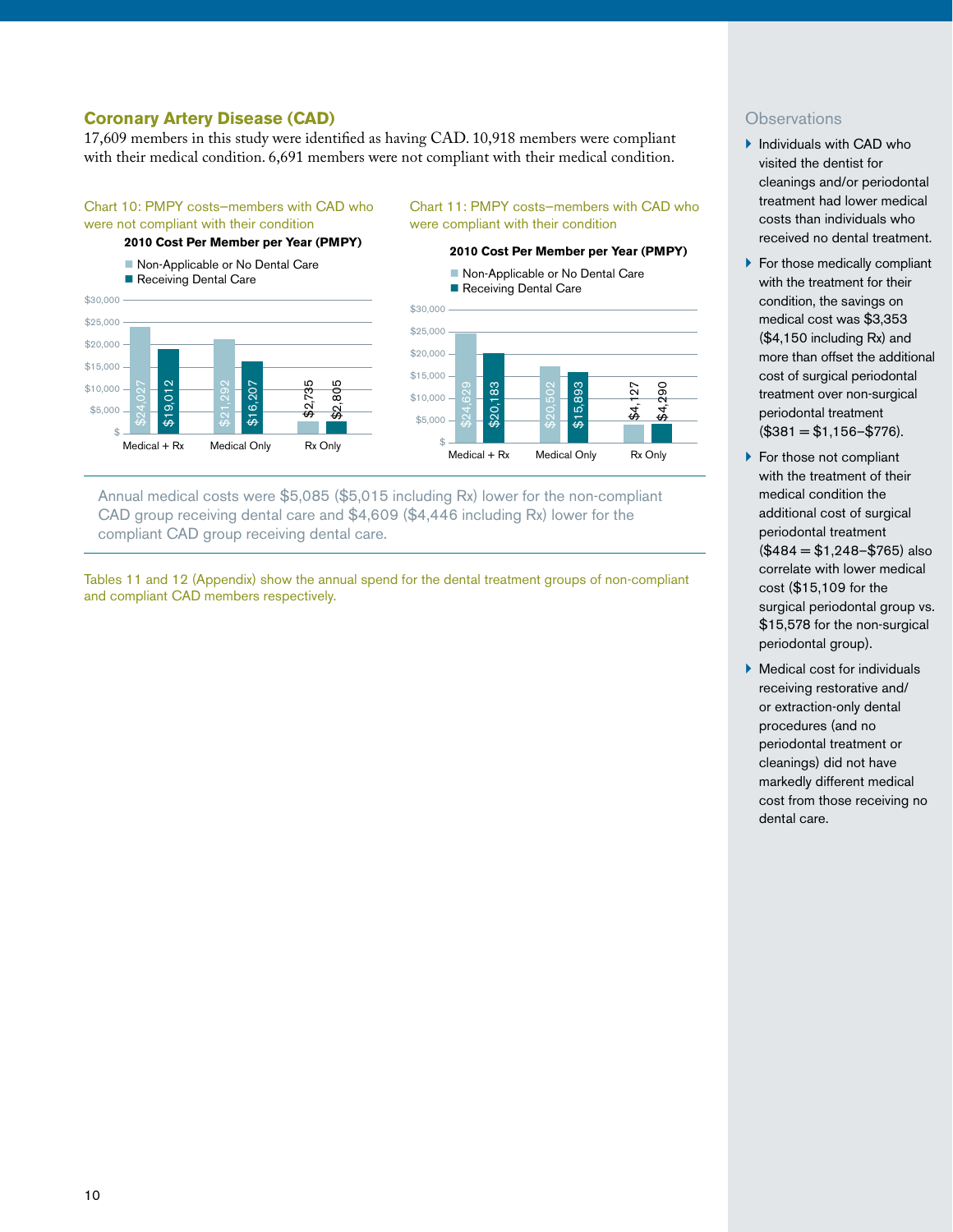## Coronary Artery Disease (CAD)

17,609 members in this study were identified as having CAD. 10,918 members were compliant with their medical condition. 6,691 members were not compliant with their medical condition.

Chart 10: PMPY costs–members with CAD who were not compliant with their condition

**2010 Cost Per Member per Year (PMPY)**

| | Non-Applicable or No Dental Care | Receiving Dental Care |
|---|---|---|
| Medical + Rx | $24,027 | $19,012 |
| Medical Only | $21,292 | $16,207 |
| Rx Only | $2,735 | $2,805 |

Chart 11: PMPY costs–members with CAD who were compliant with their condition

**2010 Cost Per Member per Year (PMPY)**

| | Non-Applicable or No Dental Care | Receiving Dental Care |
|---|---|---|
| Medical + Rx | $24,629 | $20,183 |
| Medical Only | $20,502 | $15,893 |
| Rx Only | $4,127 | $4,290 |

Annual medical costs were $5,085 ($5,015 including Rx) lower for the non-compliant CAD group receiving dental care and $4,609 ($4,446 including Rx) lower for the compliant CAD group receiving dental care.

Tables 11 and 12 (Appendix) show the annual spend for the dental treatment groups of non-compliant and compliant CAD members respectively.

### Observations

- Individuals with CAD who visited the dentist for cleanings and/or periodontal treatment had lower medical costs than individuals who received no dental treatment.
- For those medically compliant with the treatment for their condition, the savings on medical cost was $3,353 ($4,150 including Rx) and more than offset the additional cost of surgical periodontal treatment over non-surgical periodontal treatment ($381 = $1,156–$776).
- For those not compliant with the treatment of their medical condition the additional cost of surgical periodontal treatment ($484 = $1,248–$765) also correlate with lower medical cost ($15,109 for the surgical periodontal group vs. $15,578 for the non-surgical periodontal group).
- Medical cost for individuals receiving restorative and/or extraction-only dental procedures (and no periodontal treatment or cleanings) did not have markedly different medical cost from those receiving no dental care.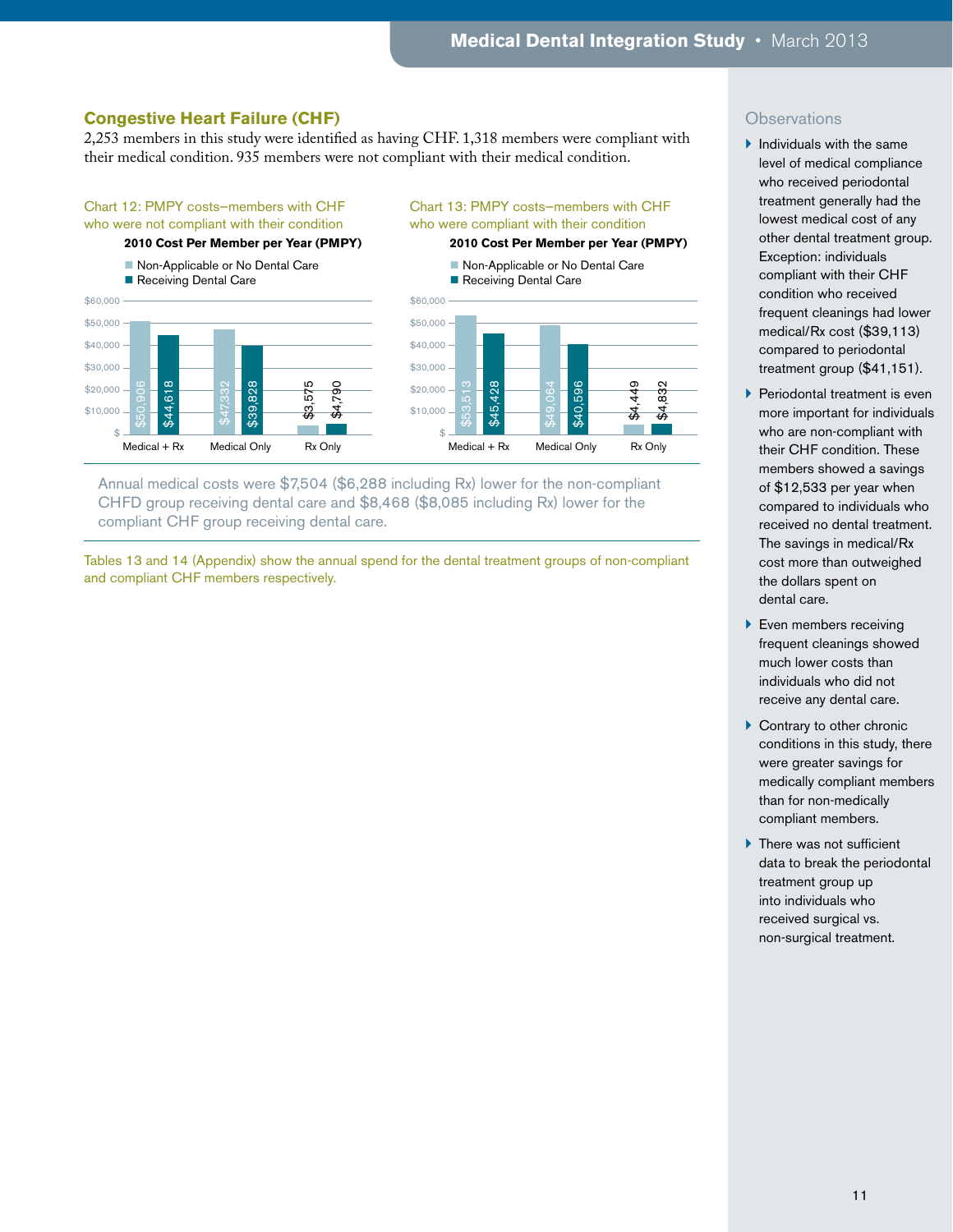## Congestive Heart Failure (CHF)

2,253 members in this study were identified as having CHF. 1,318 members were compliant with their medical condition. 935 members were not compliant with their medical condition.

Chart 12: PMPY costs–members with CHF who were not compliant with their condition

**2010 Cost Per Member per Year (PMPY)**

| | Non-Applicable or No Dental Care | Receiving Dental Care |
|---|---|---|
| Medical + Rx | $50,906 | $44,618 |
| Medical Only | $47,332 | $39,828 |
| Rx Only | $3,575 | $4,790 |

Chart 13: PMPY costs–members with CHF who were compliant with their condition

**2010 Cost Per Member per Year (PMPY)**

| | Non-Applicable or No Dental Care | Receiving Dental Care |
|---|---|---|
| Medical + Rx | $53,513 | $45,428 |
| Medical Only | $49,064 | $40,596 |
| Rx Only | $4,449 | $4,832 |

Annual medical costs were $7,504 ($6,288 including Rx) lower for the non-compliant CHFD group receiving dental care and $8,468 ($8,085 including Rx) lower for the compliant CHF group receiving dental care.

Tables 13 and 14 (Appendix) show the annual spend for the dental treatment groups of non-compliant and compliant CHF members respectively.

### Observations

- Individuals with the same level of medical compliance who received periodontal treatment generally had the lowest medical cost of any other dental treatment group. Exception: individuals compliant with their CHF condition who received frequent cleanings had lower medical/Rx cost ($39,113) compared to periodontal treatment group ($41,151).
- Periodontal treatment is even more important for individuals who are non-compliant with their CHF condition. These members showed a savings of $12,533 per year when compared to individuals who received no dental treatment. The savings in medical/Rx cost more than outweighed the dollars spent on dental care.
- Even members receiving frequent cleanings showed much lower costs than individuals who did not receive any dental care.
- Contrary to other chronic conditions in this study, there were greater savings for medically compliant members than for non-medically compliant members.
- There was not sufficient data to break the periodontal treatment group up into individuals who received surgical vs. non-surgical treatment.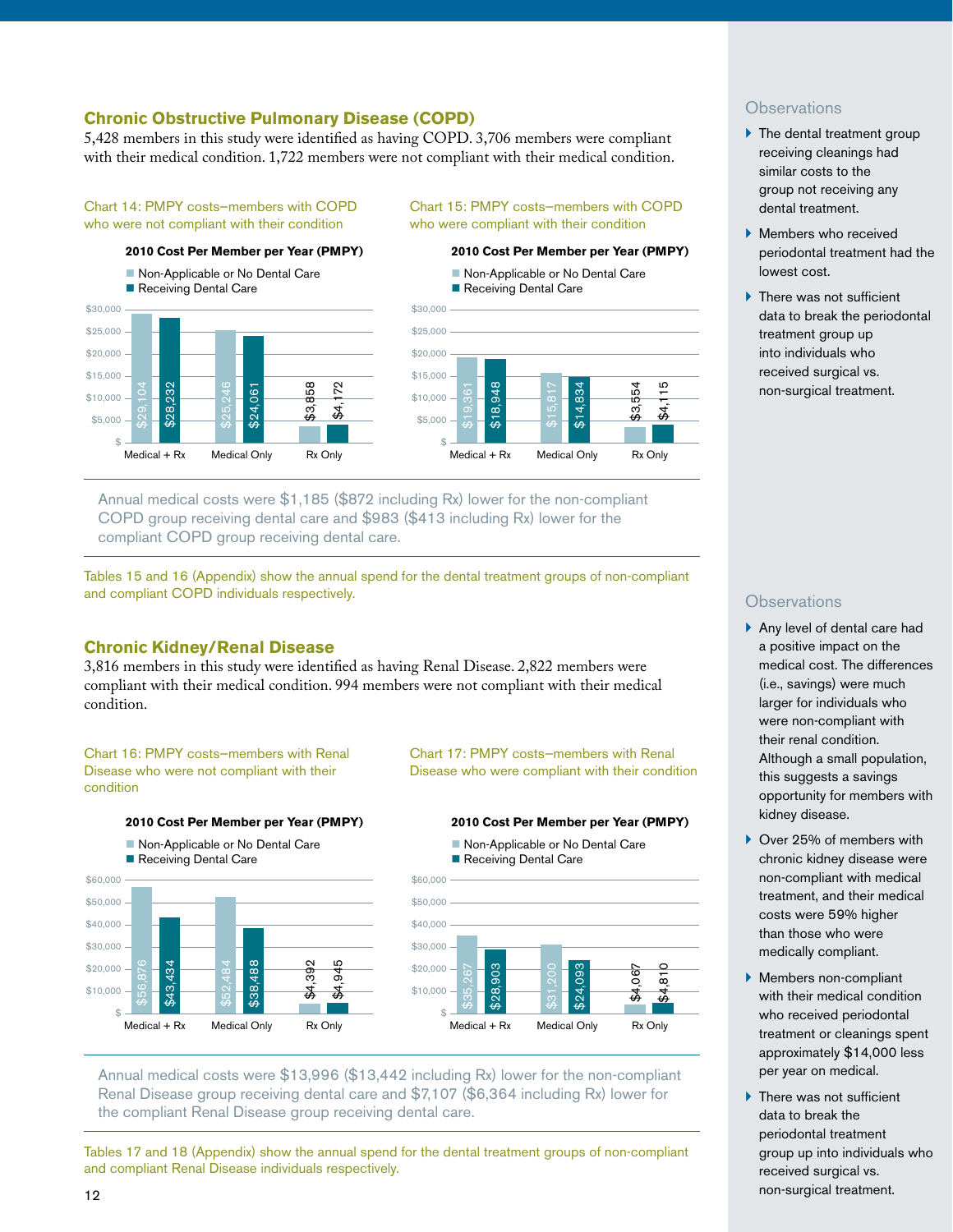## Chronic Obstructive Pulmonary Disease (COPD)

5,428 members in this study were identified as having COPD. 3,706 members were compliant with their medical condition. 1,722 members were not compliant with their medical condition.

Chart 14: PMPY costs–members with COPD who were not compliant with their condition

**2010 Cost Per Member per Year (PMPY)**

| | Non-Applicable or No Dental Care | Receiving Dental Care |
|---|---|---|
| Medical + Rx | $29,104 | $28,232 |
| Medical Only | $25,246 | $24,061 |
| Rx Only | $3,858 | $4,172 |

Chart 15: PMPY costs–members with COPD who were compliant with their condition

**2010 Cost Per Member per Year (PMPY)**

| | Non-Applicable or No Dental Care | Receiving Dental Care |
|---|---|---|
| Medical + Rx | $19,361 | $18,948 |
| Medical Only | $15,817 | $14,834 |
| Rx Only | $3,554 | $4,115 |

Annual medical costs were $1,185 ($872 including Rx) lower for the non-compliant COPD group receiving dental care and $983 ($413 including Rx) lower for the compliant COPD group receiving dental care.

Tables 15 and 16 (Appendix) show the annual spend for the dental treatment groups of non-compliant and compliant COPD individuals respectively.

### Observations

- The dental treatment group receiving cleanings had similar costs to the group not receiving any dental treatment.
- Members who received periodontal treatment had the lowest cost.
- There was not sufficient data to break the periodontal treatment group up into individuals who received surgical vs. non-surgical treatment.

## Chronic Kidney/Renal Disease

3,816 members in this study were identified as having Renal Disease. 2,822 members were compliant with their medical condition. 994 members were not compliant with their medical condition.

Chart 16: PMPY costs–members with Renal Disease who were not compliant with their condition

**2010 Cost Per Member per Year (PMPY)**

| | Non-Applicable or No Dental Care | Receiving Dental Care |
|---|---|---|
| Medical + Rx | $56,876 | $43,434 |
| Medical Only | $52,484 | $38,488 |
| Rx Only | $4,392 | $4,945 |

Chart 17: PMPY costs–members with Renal Disease who were compliant with their condition

**2010 Cost Per Member per Year (PMPY)**

| | Non-Applicable or No Dental Care | Receiving Dental Care |
|---|---|---|
| Medical + Rx | $35,267 | $28,903 |
| Medical Only | $31,200 | $24,093 |
| Rx Only | $4,067 | $4,810 |

Annual medical costs were $13,996 ($13,442 including Rx) lower for the non-compliant Renal Disease group receiving dental care and $7,107 ($6,364 including Rx) lower for the compliant Renal Disease group receiving dental care.

Tables 17 and 18 (Appendix) show the annual spend for the dental treatment groups of non-compliant and compliant Renal Disease individuals respectively.

### Observations

- Any level of dental care had a positive impact on the medical cost. The differences (i.e., savings) were much larger for individuals who were non-compliant with their renal condition. Although a small population, this suggests a savings opportunity for members with kidney disease.
- Over 25% of members with chronic kidney disease were non-compliant with medical treatment, and their medical costs were 59% higher than those who were medically compliant.
- Members non-compliant with their medical condition who received periodontal treatment or cleanings spent approximately $14,000 less per year on medical.
- There was not sufficient data to break the periodontal treatment group up into individuals who received surgical vs. non-surgical treatment.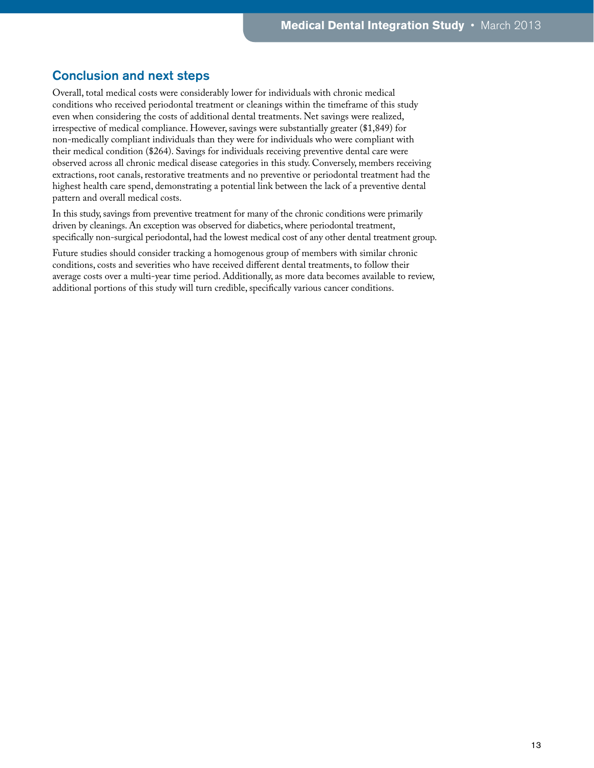## Conclusion and next steps

Overall, total medical costs were considerably lower for individuals with chronic medical conditions who received periodontal treatment or cleanings within the timeframe of this study even when considering the costs of additional dental treatments. Net savings were realized, irrespective of medical compliance. However, savings were substantially greater ($1,849) for non-medically compliant individuals than they were for individuals who were compliant with their medical condition ($264). Savings for individuals receiving preventive dental care were observed across all chronic medical disease categories in this study. Conversely, members receiving extractions, root canals, restorative treatments and no preventive or periodontal treatment had the highest health care spend, demonstrating a potential link between the lack of a preventive dental pattern and overall medical costs.

In this study, savings from preventive treatment for many of the chronic conditions were primarily driven by cleanings. An exception was observed for diabetics, where periodontal treatment, specifically non-surgical periodontal, had the lowest medical cost of any other dental treatment group.

Future studies should consider tracking a homogenous group of members with similar chronic conditions, costs and severities who have received different dental treatments, to follow their average costs over a multi-year time period. Additionally, as more data becomes available to review, additional portions of this study will turn credible, specifically various cancer conditions.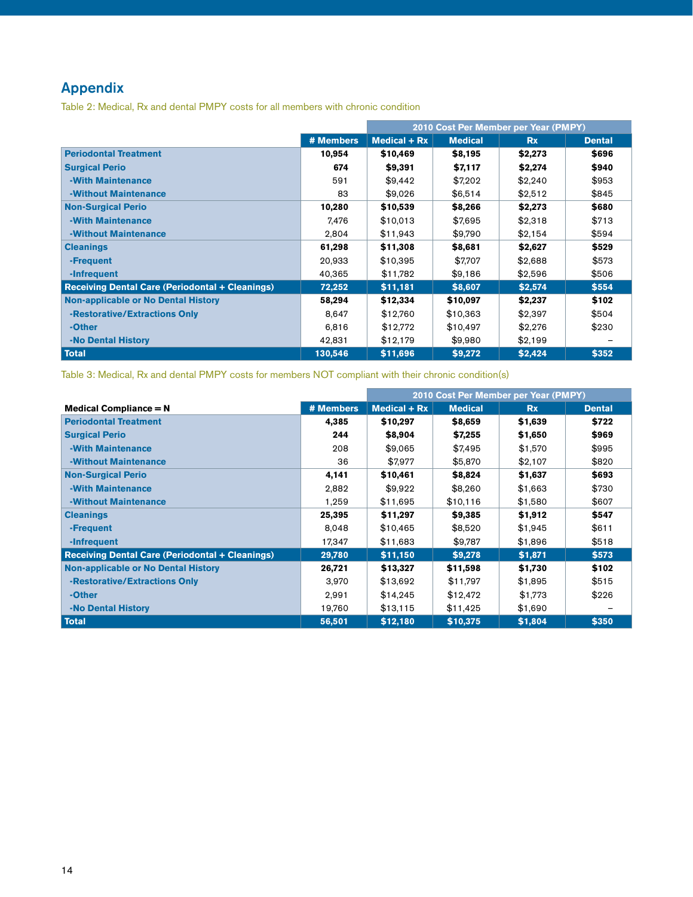## Appendix

Table 2: Medical, Rx and dental PMPY costs for all members with chronic condition

| | | 2010 Cost Per Member per Year (PMPY) | | | |
|---|---|---|---|---|---|
| | # Members | Medical + Rx | Medical | Rx | Dental |
| **Periodontal Treatment** | **10,954** | **$10,469** | **$8,195** | **$2,273** | **$696** |
| **Surgical Perio** | **674** | **$9,391** | **$7,117** | **$2,274** | **$940** |
| -With Maintenance | 591 | $9,442 | $7,202 | $2,240 | $953 |
| -Without Maintenance | 83 | $9,026 | $6,514 | $2,512 | $845 |
| **Non-Surgical Perio** | **10,280** | **$10,539** | **$8,266** | **$2,273** | **$680** |
| -With Maintenance | 7,476 | $10,013 | $7,695 | $2,318 | $713 |
| -Without Maintenance | 2,804 | $11,943 | $9,790 | $2,154 | $594 |
| **Cleanings** | **61,298** | **$11,308** | **$8,681** | **$2,627** | **$529** |
| -Frequent | 20,933 | $10,395 | $7,707 | $2,688 | $573 |
| -Infrequent | 40,365 | $11,782 | $9,186 | $2,596 | $506 |
| **Receiving Dental Care (Periodontal + Cleanings)** | **72,252** | **$11,181** | **$8,607** | **$2,574** | **$554** |
| **Non-applicable or No Dental History** | **58,294** | **$12,334** | **$10,097** | **$2,237** | **$102** |
| -Restorative/Extractions Only | 8,647 | $12,760 | $10,363 | $2,397 | $504 |
| -Other | 6,816 | $12,772 | $10,497 | $2,276 | $230 |
| -No Dental History | 42,831 | $12,179 | $9,980 | $2,199 | – |
| **Total** | **130,546** | **$11,696** | **$9,272** | **$2,424** | **$352** |

Table 3: Medical, Rx and dental PMPY costs for members NOT compliant with their chronic condition(s)

| | | 2010 Cost Per Member per Year (PMPY) | | | |
|---|---|---|---|---|---|
| **Medical Compliance = N** | # Members | Medical + Rx | Medical | Rx | Dental |
| **Periodontal Treatment** | **4,385** | **$10,297** | **$8,659** | **$1,639** | **$722** |
| **Surgical Perio** | **244** | **$8,904** | **$7,255** | **$1,650** | **$969** |
| -With Maintenance | 208 | $9,065 | $7,495 | $1,570 | $995 |
| -Without Maintenance | 36 | $7,977 | $5,870 | $2,107 | $820 |
| **Non-Surgical Perio** | **4,141** | **$10,461** | **$8,824** | **$1,637** | **$693** |
| -With Maintenance | 2,882 | $9,922 | $8,260 | $1,663 | $730 |
| -Without Maintenance | 1,259 | $11,695 | $10,116 | $1,580 | $607 |
| **Cleanings** | **25,395** | **$11,297** | **$9,385** | **$1,912** | **$547** |
| -Frequent | 8,048 | $10,465 | $8,520 | $1,945 | $611 |
| -Infrequent | 17,347 | $11,683 | $9,787 | $1,896 | $518 |
| **Receiving Dental Care (Periodontal + Cleanings)** | **29,780** | **$11,150** | **$9,278** | **$1,871** | **$573** |
| **Non-applicable or No Dental History** | **26,721** | **$13,327** | **$11,598** | **$1,730** | **$102** |
| -Restorative/Extractions Only | 3,970 | $13,692 | $11,797 | $1,895 | $515 |
| -Other | 2,991 | $14,245 | $12,472 | $1,773 | $226 |
| -No Dental History | 19,760 | $13,115 | $11,425 | $1,690 | – |
| **Total** | **56,501** | **$12,180** | **$10,375** | **$1,804** | **$350** |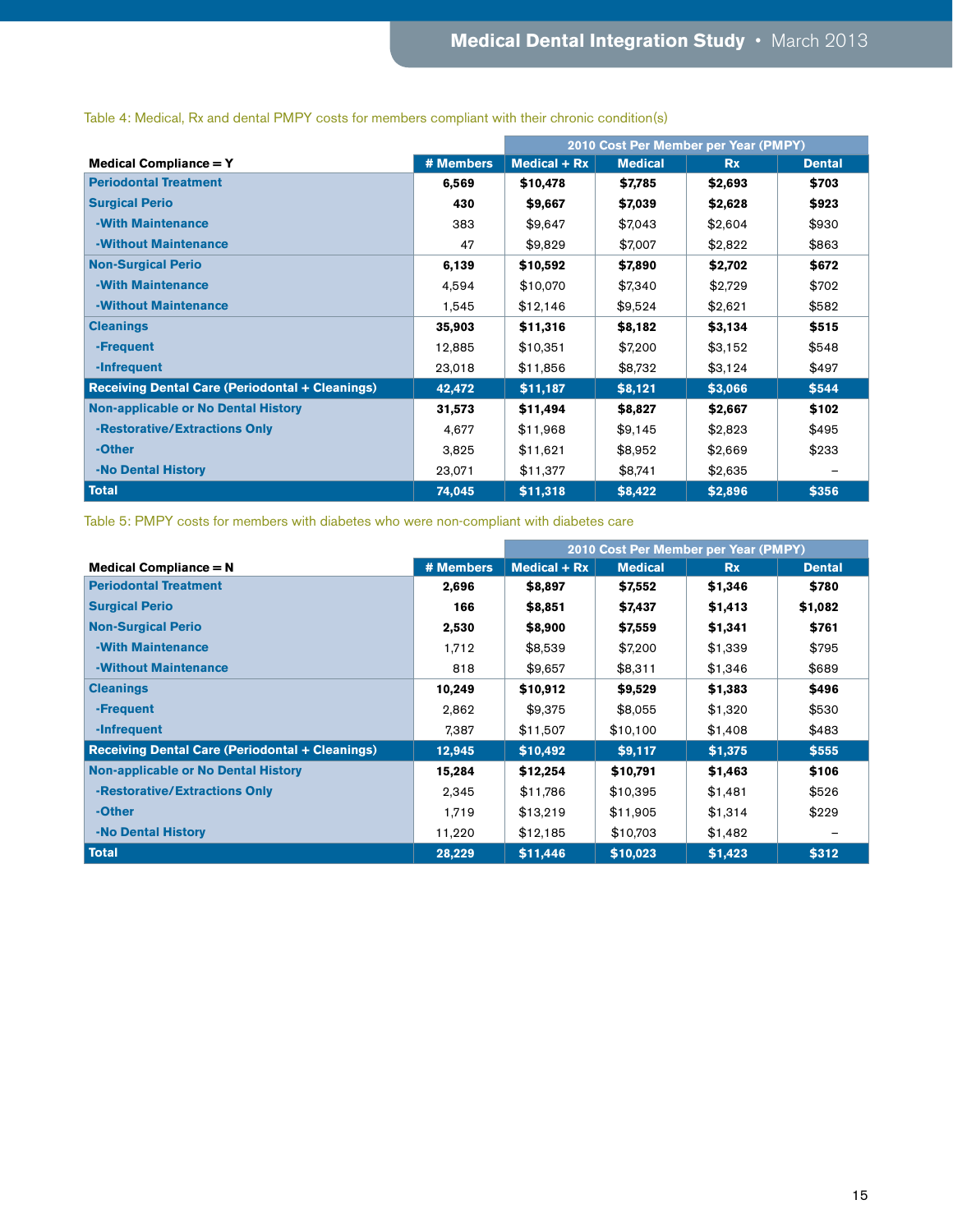Table 4: Medical, Rx and dental PMPY costs for members compliant with their chronic condition(s)

| | | 2010 Cost Per Member per Year (PMPY) | | | |
|---|---|---|---|---|---|
| **Medical Compliance = Y** | **# Members** | **Medical + Rx** | **Medical** | **Rx** | **Dental** |
| **Periodontal Treatment** | **6,569** | **$10,478** | **$7,785** | **$2,693** | **$703** |
| **Surgical Perio** | **430** | **$9,667** | **$7,039** | **$2,628** | **$923** |
| -With Maintenance | 383 | $9,647 | $7,043 | $2,604 | $930 |
| -Without Maintenance | 47 | $9,829 | $7,007 | $2,822 | $863 |
| **Non-Surgical Perio** | **6,139** | **$10,592** | **$7,890** | **$2,702** | **$672** |
| -With Maintenance | 4,594 | $10,070 | $7,340 | $2,729 | $702 |
| -Without Maintenance | 1,545 | $12,146 | $9,524 | $2,621 | $582 |
| **Cleanings** | **35,903** | **$11,316** | **$8,182** | **$3,134** | **$515** |
| -Frequent | 12,885 | $10,351 | $7,200 | $3,152 | $548 |
| -Infrequent | 23,018 | $11,856 | $8,732 | $3,124 | $497 |
| **Receiving Dental Care (Periodontal + Cleanings)** | **42,472** | **$11,187** | **$8,121** | **$3,066** | **$544** |
| **Non-applicable or No Dental History** | **31,573** | **$11,494** | **$8,827** | **$2,667** | **$102** |
| -Restorative/Extractions Only | 4,677 | $11,968 | $9,145 | $2,823 | $495 |
| -Other | 3,825 | $11,621 | $8,952 | $2,669 | $233 |
| -No Dental History | 23,071 | $11,377 | $8,741 | $2,635 | – |
| **Total** | **74,045** | **$11,318** | **$8,422** | **$2,896** | **$356** |

Table 5: PMPY costs for members with diabetes who were non-compliant with diabetes care

| | | 2010 Cost Per Member per Year (PMPY) | | | |
|---|---|---|---|---|---|
| **Medical Compliance = N** | **# Members** | **Medical + Rx** | **Medical** | **Rx** | **Dental** |
| **Periodontal Treatment** | **2,696** | **$8,897** | **$7,552** | **$1,346** | **$780** |
| **Surgical Perio** | **166** | **$8,851** | **$7,437** | **$1,413** | **$1,082** |
| **Non-Surgical Perio** | **2,530** | **$8,900** | **$7,559** | **$1,341** | **$761** |
| -With Maintenance | 1,712 | $8,539 | $7,200 | $1,339 | $795 |
| -Without Maintenance | 818 | $9,657 | $8,311 | $1,346 | $689 |
| **Cleanings** | **10,249** | **$10,912** | **$9,529** | **$1,383** | **$496** |
| -Frequent | 2,862 | $9,375 | $8,055 | $1,320 | $530 |
| -Infrequent | 7,387 | $11,507 | $10,100 | $1,408 | $483 |
| **Receiving Dental Care (Periodontal + Cleanings)** | **12,945** | **$10,492** | **$9,117** | **$1,375** | **$555** |
| **Non-applicable or No Dental History** | **15,284** | **$12,254** | **$10,791** | **$1,463** | **$106** |
| -Restorative/Extractions Only | 2,345 | $11,786 | $10,395 | $1,481 | $526 |
| -Other | 1,719 | $13,219 | $11,905 | $1,314 | $229 |
| -No Dental History | 11,220 | $12,185 | $10,703 | $1,482 | – |
| **Total** | **28,229** | **$11,446** | **$10,023** | **$1,423** | **$312** |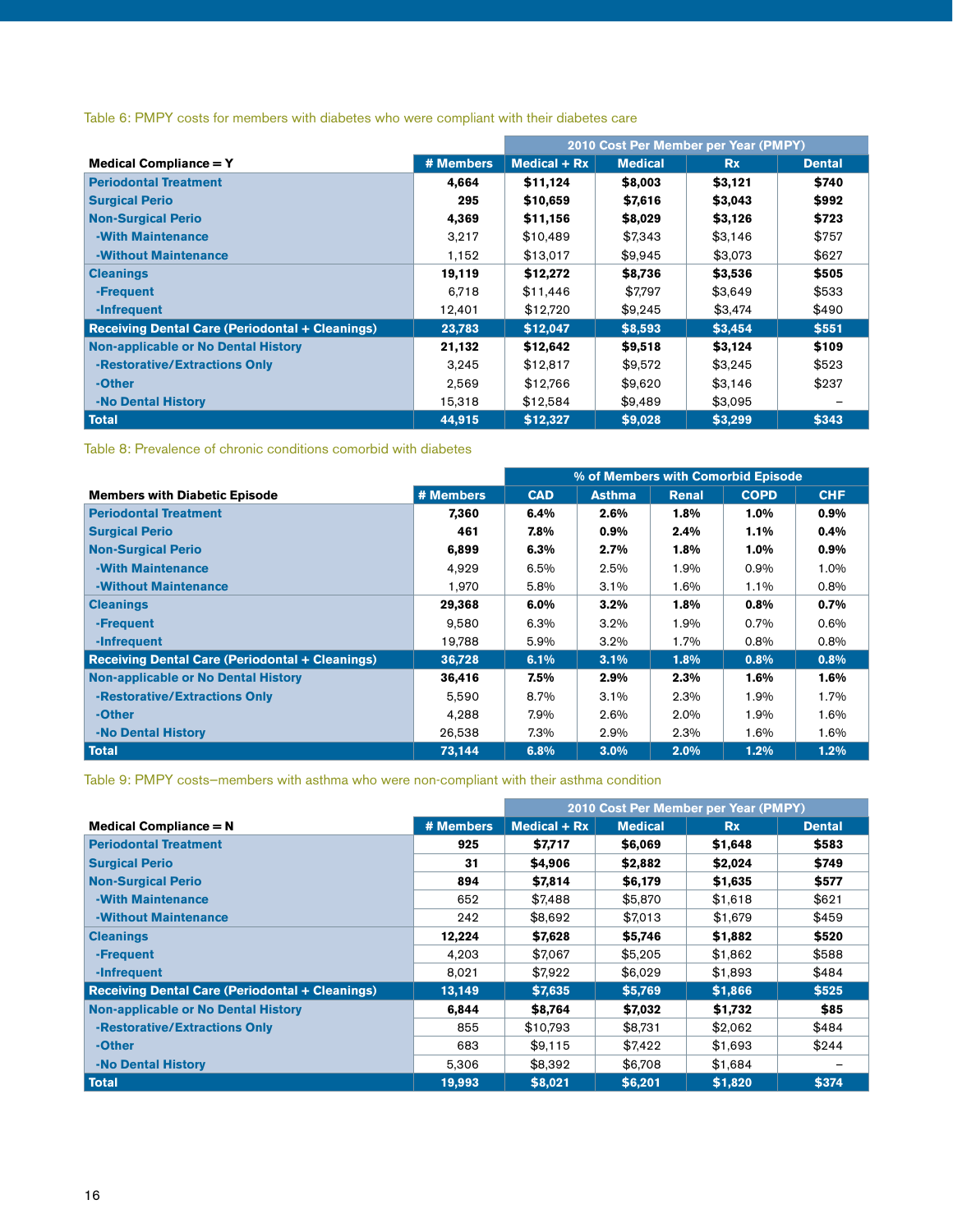Table 6: PMPY costs for members with diabetes who were compliant with their diabetes care

| | | 2010 Cost Per Member per Year (PMPY) | | | |
|---|---|---|---|---|---|
| **Medical Compliance = Y** | **# Members** | **Medical + Rx** | **Medical** | **Rx** | **Dental** |
| **Periodontal Treatment** | **4,664** | **$11,124** | **$8,003** | **$3,121** | **$740** |
| **Surgical Perio** | **295** | **$10,659** | **$7,616** | **$3,043** | **$992** |
| **Non-Surgical Perio** | **4,369** | **$11,156** | **$8,029** | **$3,126** | **$723** |
| -With Maintenance | 3,217 | $10,489 | $7,343 | $3,146 | $757 |
| -Without Maintenance | 1,152 | $13,017 | $9,945 | $3,073 | $627 |
| **Cleanings** | **19,119** | **$12,272** | **$8,736** | **$3,536** | **$505** |
| -Frequent | 6,718 | $11,446 | $7,797 | $3,649 | $533 |
| -Infrequent | 12,401 | $12,720 | $9,245 | $3,474 | $490 |
| **Receiving Dental Care (Periodontal + Cleanings)** | **23,783** | **$12,047** | **$8,593** | **$3,454** | **$551** |
| **Non-applicable or No Dental History** | **21,132** | **$12,642** | **$9,518** | **$3,124** | **$109** |
| -Restorative/Extractions Only | 3,245 | $12,817 | $9,572 | $3,245 | $523 |
| -Other | 2,569 | $12,766 | $9,620 | $3,146 | $237 |
| -No Dental History | 15,318 | $12,584 | $9,489 | $3,095 | – |
| **Total** | **44,915** | **$12,327** | **$9,028** | **$3,299** | **$343** |

Table 8: Prevalence of chronic conditions comorbid with diabetes

| | | % of Members with Comorbid Episode | | | | |
|---|---|---|---|---|---|---|
| **Members with Diabetic Episode** | **# Members** | **CAD** | **Asthma** | **Renal** | **COPD** | **CHF** |
| **Periodontal Treatment** | **7,360** | **6.4%** | **2.6%** | **1.8%** | **1.0%** | **0.9%** |
| **Surgical Perio** | **461** | **7.8%** | **0.9%** | **2.4%** | **1.1%** | **0.4%** |
| **Non-Surgical Perio** | **6,899** | **6.3%** | **2.7%** | **1.8%** | **1.0%** | **0.9%** |
| -With Maintenance | 4,929 | 6.5% | 2.5% | 1.9% | 0.9% | 1.0% |
| -Without Maintenance | 1,970 | 5.8% | 3.1% | 1.6% | 1.1% | 0.8% |
| **Cleanings** | **29,368** | **6.0%** | **3.2%** | **1.8%** | **0.8%** | **0.7%** |
| -Frequent | 9,580 | 6.3% | 3.2% | 1.9% | 0.7% | 0.6% |
| -Infrequent | 19,788 | 5.9% | 3.2% | 1.7% | 0.8% | 0.8% |
| **Receiving Dental Care (Periodontal + Cleanings)** | **36,728** | **6.1%** | **3.1%** | **1.8%** | **0.8%** | **0.8%** |
| **Non-applicable or No Dental History** | **36,416** | **7.5%** | **2.9%** | **2.3%** | **1.6%** | **1.6%** |
| -Restorative/Extractions Only | 5,590 | 8.7% | 3.1% | 2.3% | 1.9% | 1.7% |
| -Other | 4,288 | 7.9% | 2.6% | 2.0% | 1.9% | 1.6% |
| -No Dental History | 26,538 | 7.3% | 2.9% | 2.3% | 1.6% | 1.6% |
| **Total** | **73,144** | **6.8%** | **3.0%** | **2.0%** | **1.2%** | **1.2%** |

Table 9: PMPY costs—members with asthma who were non-compliant with their asthma condition

| | | 2010 Cost Per Member per Year (PMPY) | | | |
|---|---|---|---|---|---|
| **Medical Compliance = N** | **# Members** | **Medical + Rx** | **Medical** | **Rx** | **Dental** |
| **Periodontal Treatment** | **925** | **$7,717** | **$6,069** | **$1,648** | **$583** |
| **Surgical Perio** | **31** | **$4,906** | **$2,882** | **$2,024** | **$749** |
| **Non-Surgical Perio** | **894** | **$7,814** | **$6,179** | **$1,635** | **$577** |
| -With Maintenance | 652 | $7,488 | $5,870 | $1,618 | $621 |
| -Without Maintenance | 242 | $8,692 | $7,013 | $1,679 | $459 |
| **Cleanings** | **12,224** | **$7,628** | **$5,746** | **$1,882** | **$520** |
| -Frequent | 4,203 | $7,067 | $5,205 | $1,862 | $588 |
| -Infrequent | 8,021 | $7,922 | $6,029 | $1,893 | $484 |
| **Receiving Dental Care (Periodontal + Cleanings)** | **13,149** | **$7,635** | **$5,769** | **$1,866** | **$525** |
| **Non-applicable or No Dental History** | **6,844** | **$8,764** | **$7,032** | **$1,732** | **$85** |
| -Restorative/Extractions Only | 855 | $10,793 | $8,731 | $2,062 | $484 |
| -Other | 683 | $9,115 | $7,422 | $1,693 | $244 |
| -No Dental History | 5,306 | $8,392 | $6,708 | $1,684 | – |
| **Total** | **19,993** | **$8,021** | **$6,201** | **$1,820** | **$374** |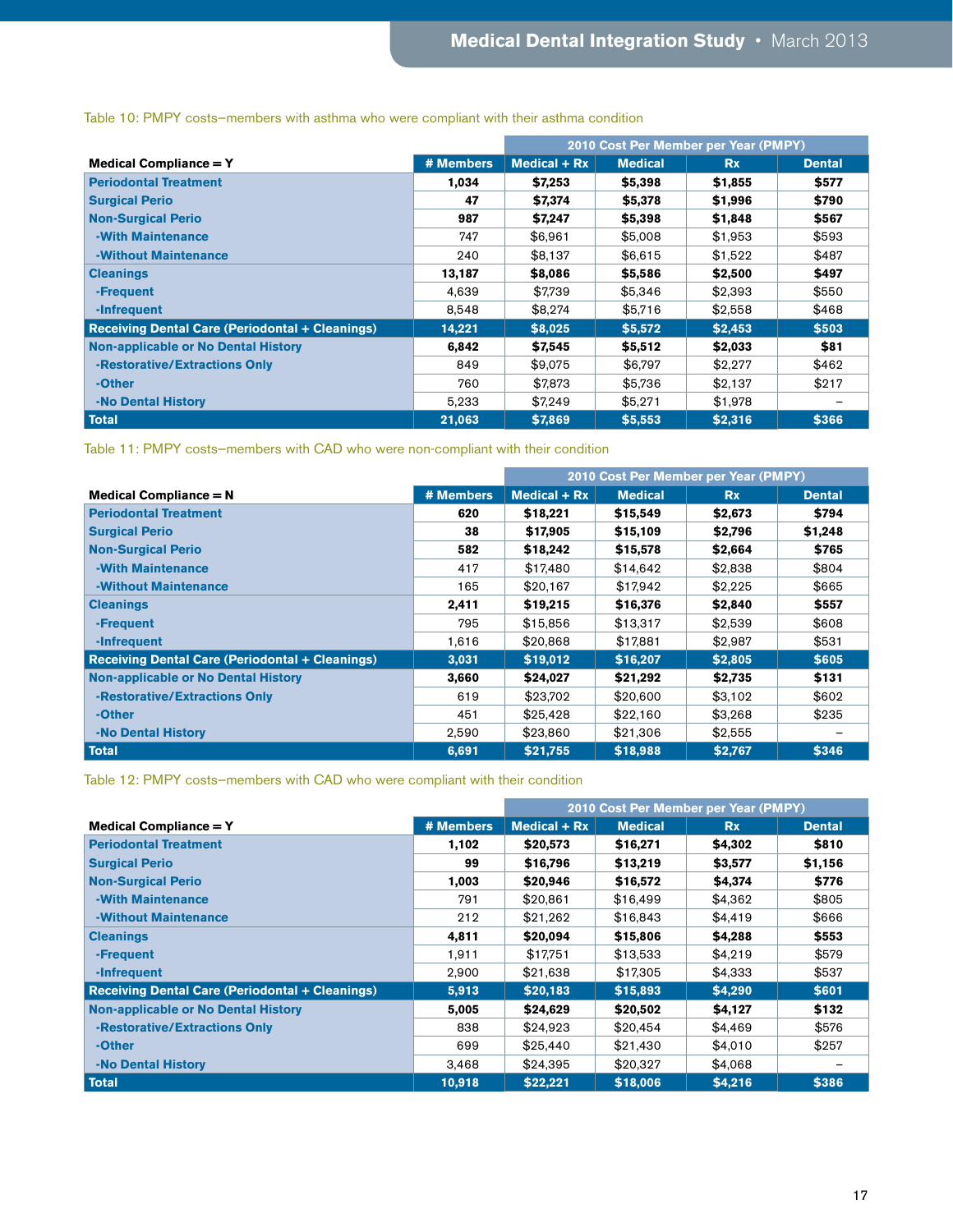Table 10: PMPY costs–members with asthma who were compliant with their asthma condition

| Medical Compliance = Y | # Members | 2010 Cost Per Member per Year (PMPY) | | | |
|---|---|---|---|---|---|
| | | Medical + Rx | Medical | Rx | Dental |
| **Periodontal Treatment** | **1,034** | **$7,253** | **$5,398** | **$1,855** | **$577** |
| **Surgical Perio** | **47** | **$7,374** | **$5,378** | **$1,996** | **$790** |
| **Non-Surgical Perio** | **987** | **$7,247** | **$5,398** | **$1,848** | **$567** |
| -With Maintenance | 747 | $6,961 | $5,008 | $1,953 | $593 |
| -Without Maintenance | 240 | $8,137 | $6,615 | $1,522 | $487 |
| **Cleanings** | **13,187** | **$8,086** | **$5,586** | **$2,500** | **$497** |
| -Frequent | 4,639 | $7,739 | $5,346 | $2,393 | $550 |
| -Infrequent | 8,548 | $8,274 | $5,716 | $2,558 | $468 |
| **Receiving Dental Care (Periodontal + Cleanings)** | **14,221** | **$8,025** | **$5,572** | **$2,453** | **$503** |
| **Non-applicable or No Dental History** | **6,842** | **$7,545** | **$5,512** | **$2,033** | **$81** |
| -Restorative/Extractions Only | 849 | $9,075 | $6,797 | $2,277 | $462 |
| -Other | 760 | $7,873 | $5,736 | $2,137 | $217 |
| -No Dental History | 5,233 | $7,249 | $5,271 | $1,978 | – |
| **Total** | **21,063** | **$7,869** | **$5,553** | **$2,316** | **$366** |

Table 11: PMPY costs–members with CAD who were non-compliant with their condition

| Medical Compliance = N | # Members | 2010 Cost Per Member per Year (PMPY) | | | |
|---|---|---|---|---|---|
| | | Medical + Rx | Medical | Rx | Dental |
| **Periodontal Treatment** | **620** | **$18,221** | **$15,549** | **$2,673** | **$794** |
| **Surgical Perio** | **38** | **$17,905** | **$15,109** | **$2,796** | **$1,248** |
| **Non-Surgical Perio** | **582** | **$18,242** | **$15,578** | **$2,664** | **$765** |
| -With Maintenance | 417 | $17,480 | $14,642 | $2,838 | $804 |
| -Without Maintenance | 165 | $20,167 | $17,942 | $2,225 | $665 |
| **Cleanings** | **2,411** | **$19,215** | **$16,376** | **$2,840** | **$557** |
| -Frequent | 795 | $15,856 | $13,317 | $2,539 | $608 |
| -Infrequent | 1,616 | $20,868 | $17,881 | $2,987 | $531 |
| **Receiving Dental Care (Periodontal + Cleanings)** | **3,031** | **$19,012** | **$16,207** | **$2,805** | **$605** |
| **Non-applicable or No Dental History** | **3,660** | **$24,027** | **$21,292** | **$2,735** | **$131** |
| -Restorative/Extractions Only | 619 | $23,702 | $20,600 | $3,102 | $602 |
| -Other | 451 | $25,428 | $22,160 | $3,268 | $235 |
| -No Dental History | 2,590 | $23,860 | $21,306 | $2,555 | – |
| **Total** | **6,691** | **$21,755** | **$18,988** | **$2,767** | **$346** |

Table 12: PMPY costs–members with CAD who were compliant with their condition

| Medical Compliance = Y | # Members | 2010 Cost Per Member per Year (PMPY) | | | |
|---|---|---|---|---|---|
| | | Medical + Rx | Medical | Rx | Dental |
| **Periodontal Treatment** | **1,102** | **$20,573** | **$16,271** | **$4,302** | **$810** |
| **Surgical Perio** | **99** | **$16,796** | **$13,219** | **$3,577** | **$1,156** |
| **Non-Surgical Perio** | **1,003** | **$20,946** | **$16,572** | **$4,374** | **$776** |
| -With Maintenance | 791 | $20,861 | $16,499 | $4,362 | $805 |
| -Without Maintenance | 212 | $21,262 | $16,843 | $4,419 | $666 |
| **Cleanings** | **4,811** | **$20,094** | **$15,806** | **$4,288** | **$553** |
| -Frequent | 1,911 | $17,751 | $13,533 | $4,219 | $579 |
| -Infrequent | 2,900 | $21,638 | $17,305 | $4,333 | $537 |
| **Receiving Dental Care (Periodontal + Cleanings)** | **5,913** | **$20,183** | **$15,893** | **$4,290** | **$601** |
| **Non-applicable or No Dental History** | **5,005** | **$24,629** | **$20,502** | **$4,127** | **$132** |
| -Restorative/Extractions Only | 838 | $24,923 | $20,454 | $4,469 | $576 |
| -Other | 699 | $25,440 | $21,430 | $4,010 | $257 |
| -No Dental History | 3,468 | $24,395 | $20,327 | $4,068 | – |
| **Total** | **10,918** | **$22,221** | **$18,006** | **$4,216** | **$386** |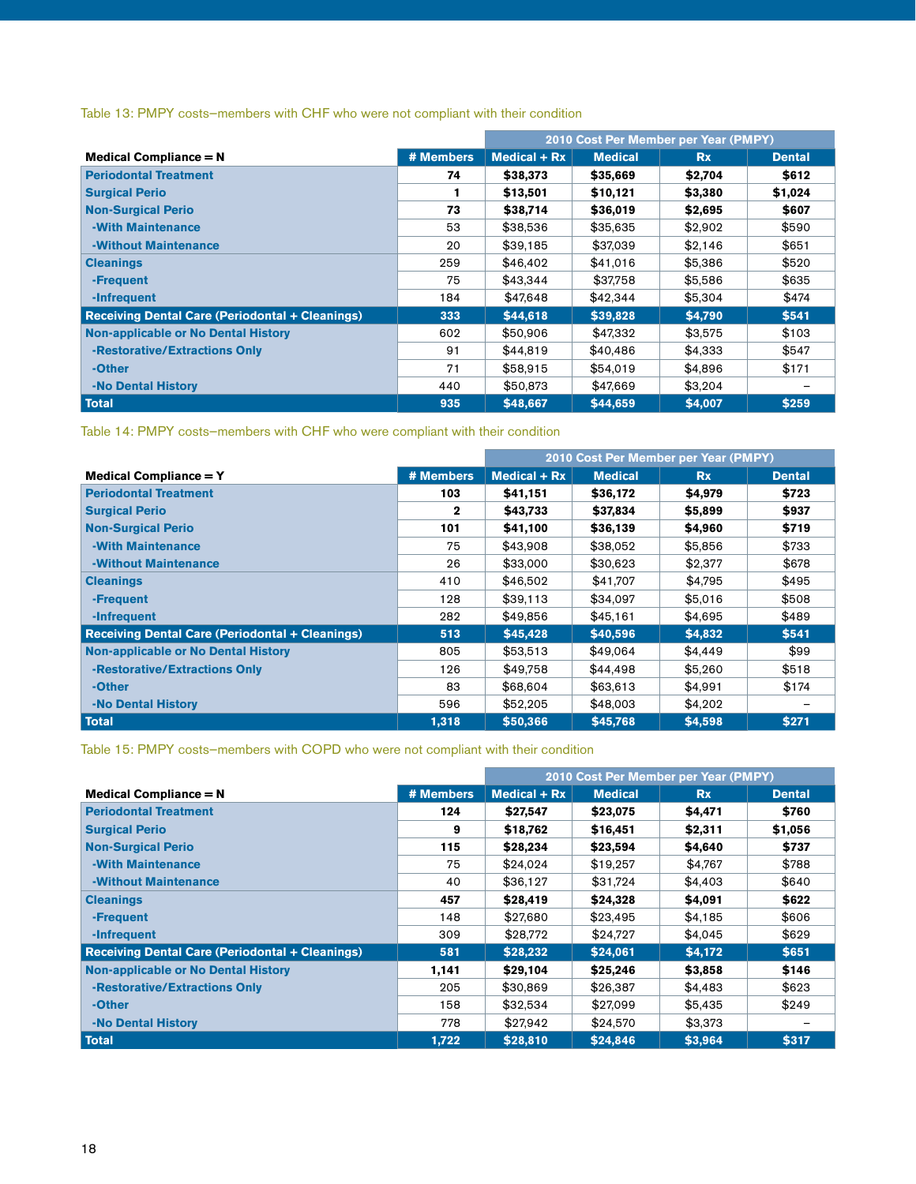Table 13: PMPY costs–members with CHF who were not compliant with their condition

| Medical Compliance = N | # Members | 2010 Cost Per Member per Year (PMPY) | | | |
|---|---|---|---|---|---|
| | | Medical + Rx | Medical | Rx | Dental |
| **Periodontal Treatment** | **74** | **$38,373** | **$35,669** | **$2,704** | **$612** |
| **Surgical Perio** | **1** | **$13,501** | **$10,121** | **$3,380** | **$1,024** |
| **Non-Surgical Perio** | **73** | **$38,714** | **$36,019** | **$2,695** | **$607** |
| -With Maintenance | 53 | $38,536 | $35,635 | $2,902 | $590 |
| -Without Maintenance | 20 | $39,185 | $37,039 | $2,146 | $651 |
| Cleanings | 259 | $46,402 | $41,016 | $5,386 | $520 |
| -Frequent | 75 | $43,344 | $37,758 | $5,586 | $635 |
| -Infrequent | 184 | $47,648 | $42,344 | $5,304 | $474 |
| **Receiving Dental Care (Periodontal + Cleanings)** | **333** | **$44,618** | **$39,828** | **$4,790** | **$541** |
| Non-applicable or No Dental History | 602 | $50,906 | $47,332 | $3,575 | $103 |
| -Restorative/Extractions Only | 91 | $44,819 | $40,486 | $4,333 | $547 |
| -Other | 71 | $58,915 | $54,019 | $4,896 | $171 |
| -No Dental History | 440 | $50,873 | $47,669 | $3,204 | – |
| **Total** | **935** | **$48,667** | **$44,659** | **$4,007** | **$259** |

Table 14: PMPY costs–members with CHF who were compliant with their condition

| Medical Compliance = Y | # Members | 2010 Cost Per Member per Year (PMPY) | | | |
|---|---|---|---|---|---|
| | | Medical + Rx | Medical | Rx | Dental |
| **Periodontal Treatment** | **103** | **$41,151** | **$36,172** | **$4,979** | **$723** |
| **Surgical Perio** | **2** | **$43,733** | **$37,834** | **$5,899** | **$937** |
| **Non-Surgical Perio** | **101** | **$41,100** | **$36,139** | **$4,960** | **$719** |
| -With Maintenance | 75 | $43,908 | $38,052 | $5,856 | $733 |
| -Without Maintenance | 26 | $33,000 | $30,623 | $2,377 | $678 |
| Cleanings | 410 | $46,502 | $41,707 | $4,795 | $495 |
| -Frequent | 128 | $39,113 | $34,097 | $5,016 | $508 |
| -Infrequent | 282 | $49,856 | $45,161 | $4,695 | $489 |
| **Receiving Dental Care (Periodontal + Cleanings)** | **513** | **$45,428** | **$40,596** | **$4,832** | **$541** |
| Non-applicable or No Dental History | 805 | $53,513 | $49,064 | $4,449 | $99 |
| -Restorative/Extractions Only | 126 | $49,758 | $44,498 | $5,260 | $518 |
| -Other | 83 | $68,604 | $63,613 | $4,991 | $174 |
| -No Dental History | 596 | $52,205 | $48,003 | $4,202 | – |
| **Total** | **1,318** | **$50,366** | **$45,768** | **$4,598** | **$271** |

Table 15: PMPY costs–members with COPD who were not compliant with their condition

| Medical Compliance = N | # Members | 2010 Cost Per Member per Year (PMPY) | | | |
|---|---|---|---|---|---|
| | | Medical + Rx | Medical | Rx | Dental |
| **Periodontal Treatment** | **124** | **$27,547** | **$23,075** | **$4,471** | **$760** |
| **Surgical Perio** | **9** | **$18,762** | **$16,451** | **$2,311** | **$1,056** |
| **Non-Surgical Perio** | **115** | **$28,234** | **$23,594** | **$4,640** | **$737** |
| -With Maintenance | 75 | $24,024 | $19,257 | $4,767 | $788 |
| -Without Maintenance | 40 | $36,127 | $31,724 | $4,403 | $640 |
| **Cleanings** | **457** | **$28,419** | **$24,328** | **$4,091** | **$622** |
| -Frequent | 148 | $27,680 | $23,495 | $4,185 | $606 |
| -Infrequent | 309 | $28,772 | $24,727 | $4,045 | $629 |
| **Receiving Dental Care (Periodontal + Cleanings)** | **581** | **$28,232** | **$24,061** | **$4,172** | **$651** |
| **Non-applicable or No Dental History** | **1,141** | **$29,104** | **$25,246** | **$3,858** | **$146** |
| -Restorative/Extractions Only | 205 | $30,869 | $26,387 | $4,483 | $623 |
| -Other | 158 | $32,534 | $27,099 | $5,435 | $249 |
| -No Dental History | 778 | $27,942 | $24,570 | $3,373 | – |
| **Total** | **1,722** | **$28,810** | **$24,846** | **$3,964** | **$317** |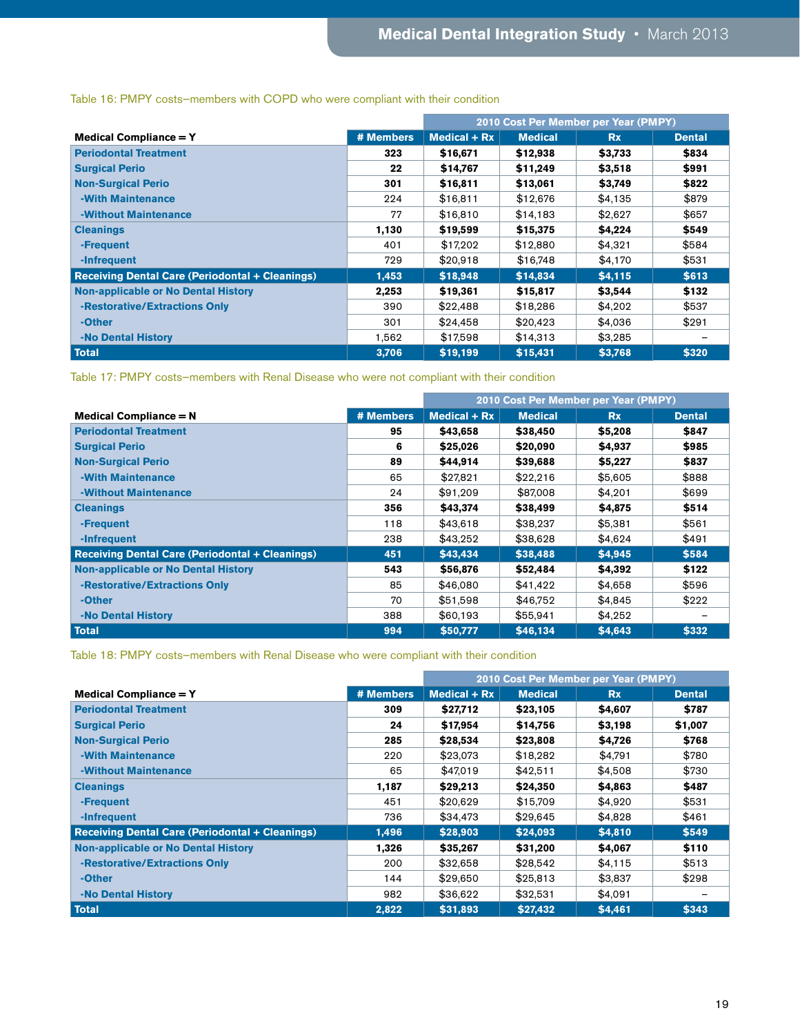Table 16: PMPY costs–members with COPD who were compliant with their condition

| | | 2010 Cost Per Member per Year (PMPY) | | | |
|---|---|---|---|---|---|
| **Medical Compliance = Y** | **# Members** | **Medical + Rx** | **Medical** | **Rx** | **Dental** |
| **Periodontal Treatment** | **323** | **$16,671** | **$12,938** | **$3,733** | **$834** |
| **Surgical Perio** | **22** | **$14,767** | **$11,249** | **$3,518** | **$991** |
| **Non-Surgical Perio** | **301** | **$16,811** | **$13,061** | **$3,749** | **$822** |
| -With Maintenance | 224 | $16,811 | $12,676 | $4,135 | $879 |
| -Without Maintenance | 77 | $16,810 | $14,183 | $2,627 | $657 |
| **Cleanings** | **1,130** | **$19,599** | **$15,375** | **$4,224** | **$549** |
| -Frequent | 401 | $17,202 | $12,880 | $4,321 | $584 |
| -Infrequent | 729 | $20,918 | $16,748 | $4,170 | $531 |
| **Receiving Dental Care (Periodontal + Cleanings)** | **1,453** | **$18,948** | **$14,834** | **$4,115** | **$613** |
| **Non-applicable or No Dental History** | **2,253** | **$19,361** | **$15,817** | **$3,544** | **$132** |
| -Restorative/Extractions Only | 390 | $22,488 | $18,286 | $4,202 | $537 |
| -Other | 301 | $24,458 | $20,423 | $4,036 | $291 |
| -No Dental History | 1,562 | $17598 | $14,313 | $3,285 | – |
| **Total** | **3,706** | **$19,199** | **$15,431** | **$3,768** | **$320** |

Table 17: PMPY costs–members with Renal Disease who were not compliant with their condition

| | | 2010 Cost Per Member per Year (PMPY) | | | |
|---|---|---|---|---|---|
| **Medical Compliance = N** | **# Members** | **Medical + Rx** | **Medical** | **Rx** | **Dental** |
| **Periodontal Treatment** | **95** | **$43,658** | **$38,450** | **$5,208** | **$847** |
| **Surgical Perio** | **6** | **$25,026** | **$20,090** | **$4,937** | **$985** |
| **Non-Surgical Perio** | **89** | **$44,914** | **$39,688** | **$5,227** | **$837** |
| -With Maintenance | 65 | $27,821 | $22,216 | $5,605 | $888 |
| -Without Maintenance | 24 | $91,209 | $87,008 | $4,201 | $699 |
| **Cleanings** | **356** | **$43,374** | **$38,499** | **$4,875** | **$514** |
| -Frequent | 118 | $43,618 | $38,237 | $5,381 | $561 |
| -Infrequent | 238 | $43,252 | $38,628 | $4,624 | $491 |
| **Receiving Dental Care (Periodontal + Cleanings)** | **451** | **$43,434** | **$38,488** | **$4,945** | **$584** |
| **Non-applicable or No Dental History** | **543** | **$56,876** | **$52,484** | **$4,392** | **$122** |
| -Restorative/Extractions Only | 85 | $46,080 | $41,422 | $4,658 | $596 |
| -Other | 70 | $51,598 | $46,752 | $4,845 | $222 |
| -No Dental History | 388 | $60,193 | $55,941 | $4,252 | – |
| **Total** | **994** | **$50,777** | **$46,134** | **$4,643** | **$332** |

Table 18: PMPY costs–members with Renal Disease who were compliant with their condition

| | | 2010 Cost Per Member per Year (PMPY) | | | |
|---|---|---|---|---|---|
| **Medical Compliance = Y** | **# Members** | **Medical + Rx** | **Medical** | **Rx** | **Dental** |
| **Periodontal Treatment** | **309** | **$27,712** | **$23,105** | **$4,607** | **$787** |
| **Surgical Perio** | **24** | **$17,954** | **$14,756** | **$3,198** | **$1,007** |
| **Non-Surgical Perio** | **285** | **$28,534** | **$23,808** | **$4,726** | **$768** |
| -With Maintenance | 220 | $23,073 | $18,282 | $4,791 | $780 |
| -Without Maintenance | 65 | $47,019 | $42,511 | $4,508 | $730 |
| **Cleanings** | **1,187** | **$29,213** | **$24,350** | **$4,863** | **$487** |
| -Frequent | 451 | $20,629 | $15,709 | $4,920 | $531 |
| -Infrequent | 736 | $34,473 | $29,645 | $4,828 | $461 |
| **Receiving Dental Care (Periodontal + Cleanings)** | **1,496** | **$28,903** | **$24,093** | **$4,810** | **$549** |
| **Non-applicable or No Dental History** | **1,326** | **$35,267** | **$31,200** | **$4,067** | **$110** |
| -Restorative/Extractions Only | 200 | $32,658 | $28,542 | $4,115 | $513 |
| -Other | 144 | $29,650 | $25,813 | $3,837 | $298 |
| -No Dental History | 982 | $36,622 | $32,531 | $4,091 | – |
| **Total** | **2,822** | **$31,893** | **$27,432** | **$4,461** | **$343** |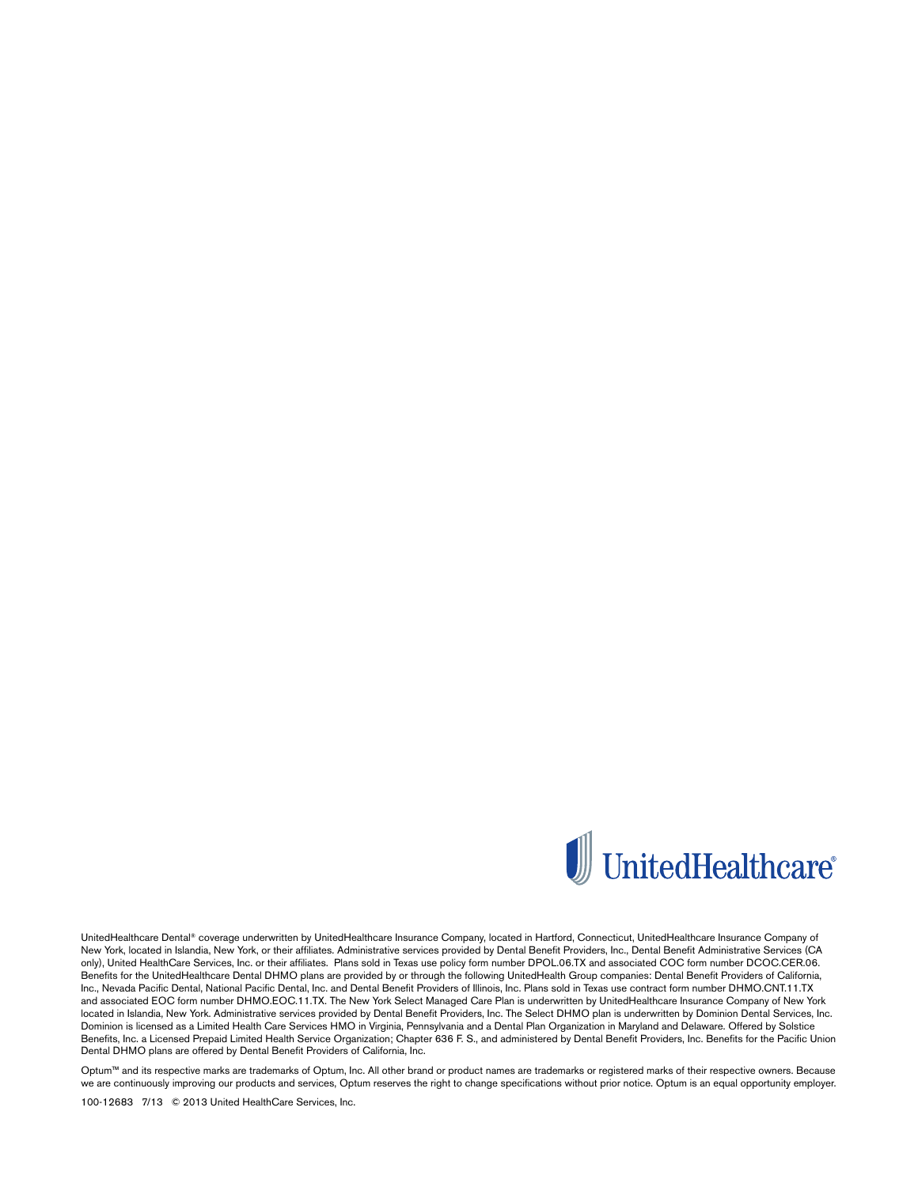UnitedHealthcare®

UnitedHealthcare Dental® coverage underwritten by UnitedHealthcare Insurance Company, located in Hartford, Connecticut, UnitedHealthcare Insurance Company of New York, located in Islandia, New York, or their affiliates. Administrative services provided by Dental Benefit Providers, Inc., Dental Benefit Administrative Services (CA only), United HealthCare Services, Inc. or their affiliates. Plans sold in Texas use policy form number DPOL.06.TX and associated COC form number DCOC.CER.06. Benefits for the UnitedHealthcare Dental DHMO plans are provided by or through the following UnitedHealth Group companies: Dental Benefit Providers of California, Inc., Nevada Pacific Dental, National Pacific Dental, Inc. and Dental Benefit Providers of Illinois, Inc. Plans sold in Texas use contract form number DHMO.CNT.11.TX and associated EOC form number DHMO.EOC.11.TX. The New York Select Managed Care Plan is underwritten by UnitedHealthcare Insurance Company of New York located in Islandia, New York. Administrative services provided by Dental Benefit Providers, Inc. The Select DHMO plan is underwritten by Dominion Dental Services, Inc. Dominion is licensed as a Limited Health Care Services HMO in Virginia, Pennsylvania and a Dental Plan Organization in Maryland and Delaware. Offered by Solstice Benefits, Inc. a Licensed Prepaid Limited Health Service Organization; Chapter 636 F. S., and administered by Dental Benefit Providers, Inc. Benefits for the Pacific Union Dental DHMO plans are offered by Dental Benefit Providers of California, Inc.

Optum™ and its respective marks are trademarks of Optum, Inc. All other brand or product names are trademarks or registered marks of their respective owners. Because we are continuously improving our products and services, Optum reserves the right to change specifications without prior notice. Optum is an equal opportunity employer.

100-12683 7/13 © 2013 United HealthCare Services, Inc.